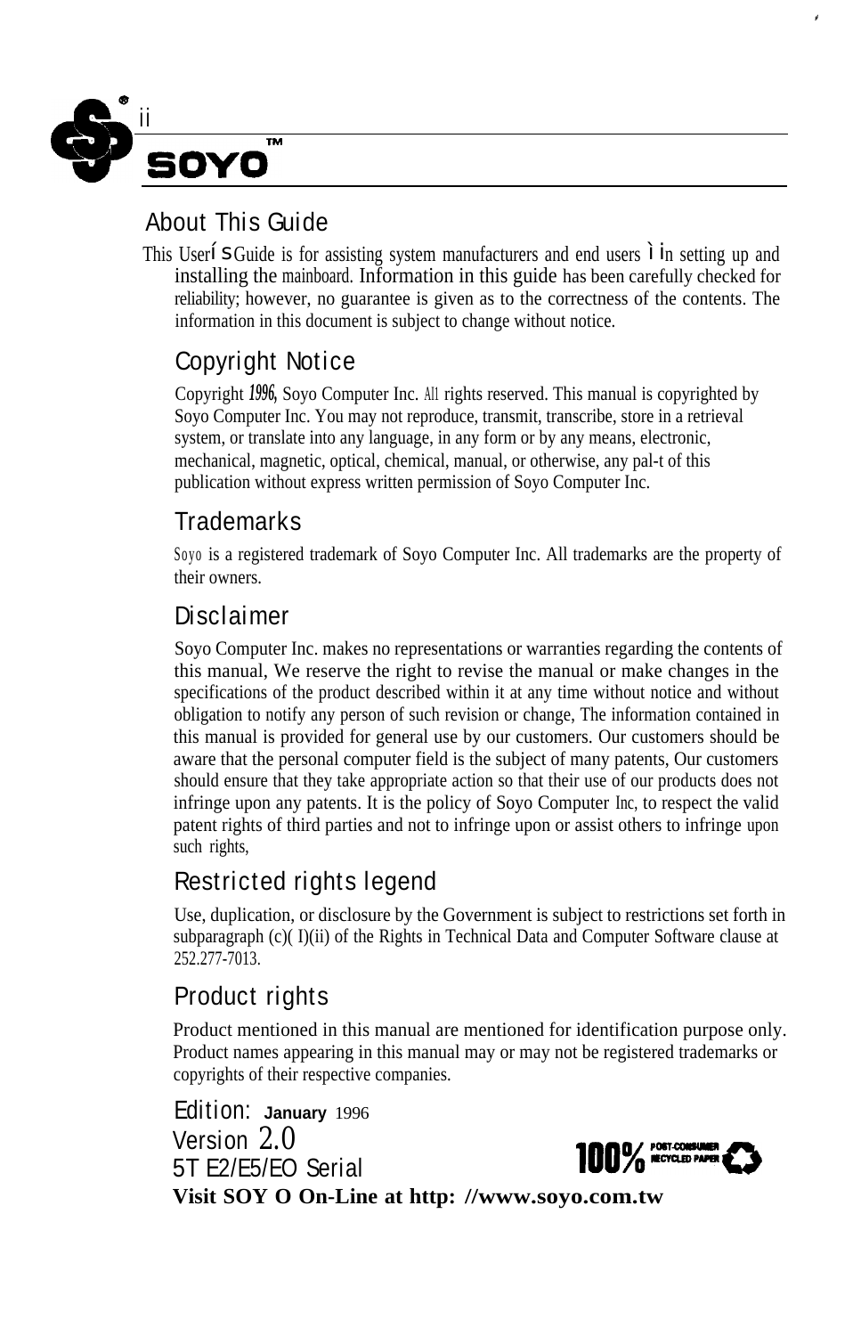## About This Guide

This User's Guide is for assisting system manufacturers and end users in setting up and installing the mainboard. Information in this guide has been carefully checked for reliability; however, no guarantee is given as to the correctness of the contents. The information in this document is subject to change without notice.

## Copyright Notice

Copyright 1996, Soyo Computer Inc. All rights reserved. This manual is copyrighted by Soyo Computer Inc. You may not reproduce, transmit, transcribe, store in a retrieval system, or translate into any language, in any form or by any means, electronic, mechanical, magnetic, optical, chemical, manual, or otherwise, any pal-t of this publication without express written permission of Soyo Computer Inc.

## Trademarks

Soyo is a registered trademark of Soyo Computer Inc. All trademarks are the property of their owners.

## Disclaimer

Soyo Computer Inc. makes no representations or warranties regarding the contents of this manual, We reserve the right to revise the manual or make changes in the specifications of the product described within it at any time without notice and without obligation to notify any person of such revision or change, The information contained in this manual is provided for general use by our customers. Our customers should be aware that the personal computer field is the subject of many patents, Our customers should ensure that they take appropriate action so that their use of our products does not infringe upon any patents. It is the policy of Soyo Computer Inc, to respect the valid patent rights of third parties and not to infringe upon or assist others to infringe upon such rights,

## Restricted rights legend

Use, duplication, or disclosure by the Government is subject to restrictions set forth in subparagraph (c)( I)(ii) of the Rights in Technical Data and Computer Software clause at 252.277-7013.

## Product rights

Product mentioned in this manual are mentioned for identification purpose only. Product names appearing in this manual may or may not be registered trademarks or copyrights of their respective companies.

Edition: **January** 1996
Version 2.0
5T E2/E5/EO Serial
**Visit SOY O On-Line at http: //www.soyo.com.tw**

100% POST-CONSUMER RECYCLED PAPER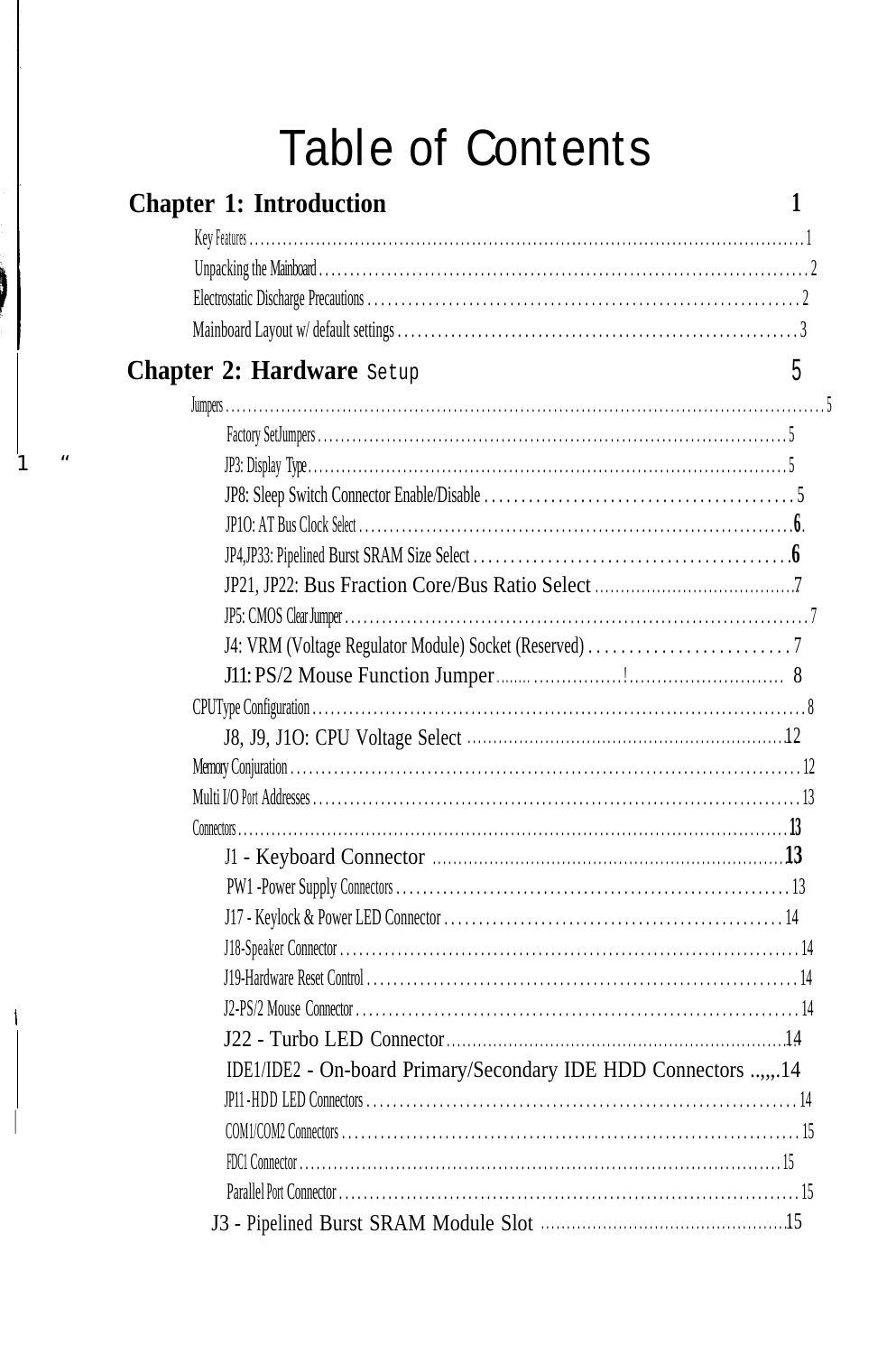# Table of Contents

## Chapter 1: Introduction 1

- Key Features ........ 1
- Unpacking the Mainboard ........ 2
- Electrostatic Discharge Precautions ........ 2
- Mainboard Layout w/ default settings ........ 3

## Chapter 2: Hardware Setup 5

- Jumpers ........ 5
  - Factory SetJumpers ........ 5
  - JP3: Display Type ........ 5
  - JP8: Sleep Switch Connector Enable/Disable ........ 5
  - JP1O: AT Bus Clock Select ........ 6
  - JP4,JP33: Pipelined Burst SRAM Size Select ........ 6
  - JP21, JP22: Bus Fraction Core/Bus Ratio Select ........ 7
  - JP5: CMOS Clear Jumper ........ 7
  - J4: VRM (Voltage Regulator Module) Socket (Reserved) ........ 7
  - J11: PS/2 Mouse Function Jumper ........ 8
- CPUType Configuration ........ 8
  - J8, J9, J1O: CPU Voltage Select ........ 12
- Memory Conjuration ........ 12
- Multi I/O Port Addresses ........ 13
- Connectors ........ 13
  - J1 - Keyboard Connector ........ 13
  - PW1 -Power Supply Connectors ........ 13
  - J17 - Keylock & Power LED Connector ........ 14
  - J18-Speaker Connector ........ 14
  - J19-Hardware Reset Control ........ 14
  - J2-PS/2 Mouse Connector ........ 14
  - J22 - Turbo LED Connector ........ 14
  - IDE1/IDE2 - On-board Primary/Secondary IDE HDD Connectors ........ 14
  - JP11 -HDD LED Connectors ........ 14
  - COM1/COM2 Connectors ........ 15
  - FDC1 Connector ........ 15
  - Parallel Port Connector ........ 15
  - J3 - Pipelined Burst SRAM Module Slot ........ 15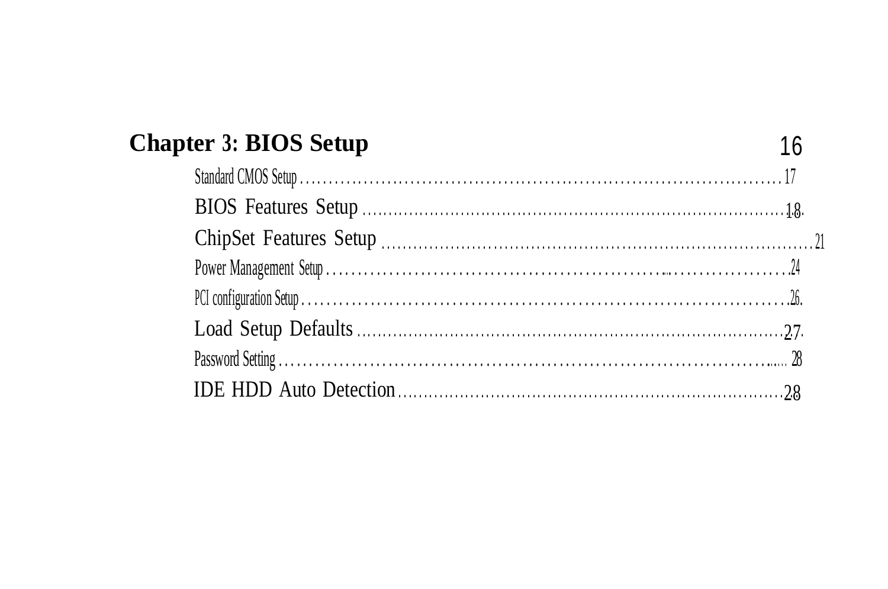**Chapter 3: BIOS Setup** 16

- Standard CMOS Setup ........ 17
- BIOS Features Setup ........ 18
- ChipSet Features Setup ........ 21
- Power Management Setup ........ 24
- PCI configuration Setup ........ 26
- Load Setup Defaults ........ 27
- Password Setting ........ 28
- IDE HDD Auto Detection ........ 28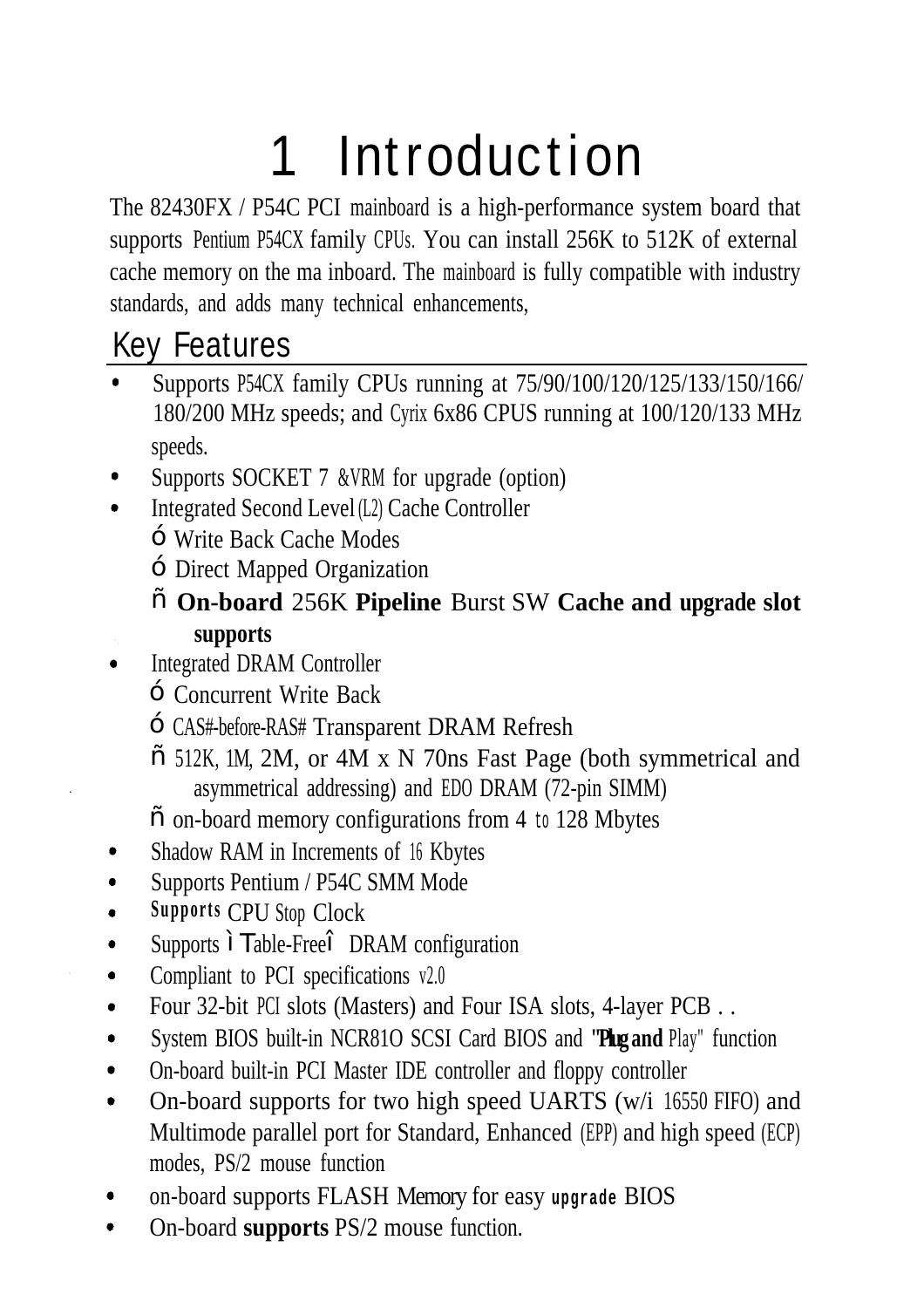# 1 Introduction

The 82430FX / P54C PCI mainboard is a high-performance system board that supports Pentium P54CX family CPUs. You can install 256K to 512K of external cache memory on the ma inboard. The mainboard is fully compatible with industry standards, and adds many technical enhancements,

## Key Features

- Supports P54CX family CPUs running at 75/90/100/120/125/133/150/166/180/200 MHz speeds; and Cyrix 6x86 CPUS running at 100/120/133 MHz speeds.
- Supports SOCKET 7 &VRM for upgrade (option)
- Integrated Second Level (L2) Cache Controller
  - ó Write Back Cache Modes
  - ó Direct Mapped Organization
  - ñ **On-board** 256K **Pipeline** Burst SW **Cache and upgrade slot supports**
- Integrated DRAM Controller
  - ó Concurrent Write Back
  - ó CAS#-before-RAS# Transparent DRAM Refresh
  - ñ 512K, 1M, 2M, or 4M x N 70ns Fast Page (both symmetrical and asymmetrical addressing) and EDO DRAM (72-pin SIMM)
  - ñ on-board memory configurations from 4 to 128 Mbytes
- Shadow RAM in Increments of 16 Kbytes
- Supports Pentium / P54C SMM Mode
- **Supports** CPU Stop Clock
- Supports ì Table-Freeî DRAM configuration
- Compliant to PCI specifications v2.0
- Four 32-bit PCI slots (Masters) and Four ISA slots, 4-layer PCB . .
- System BIOS built-in NCR81O SCSI Card BIOS and **"Plug and** Play" function
- On-board built-in PCI Master IDE controller and floppy controller
- On-board supports for two high speed UARTS (w/i 16550 FIFO) and Multimode parallel port for Standard, Enhanced (EPP) and high speed (ECP) modes, PS/2 mouse function
- on-board supports FLASH Memory for easy **upgrade** BIOS
- On-board **supports** PS/2 mouse function.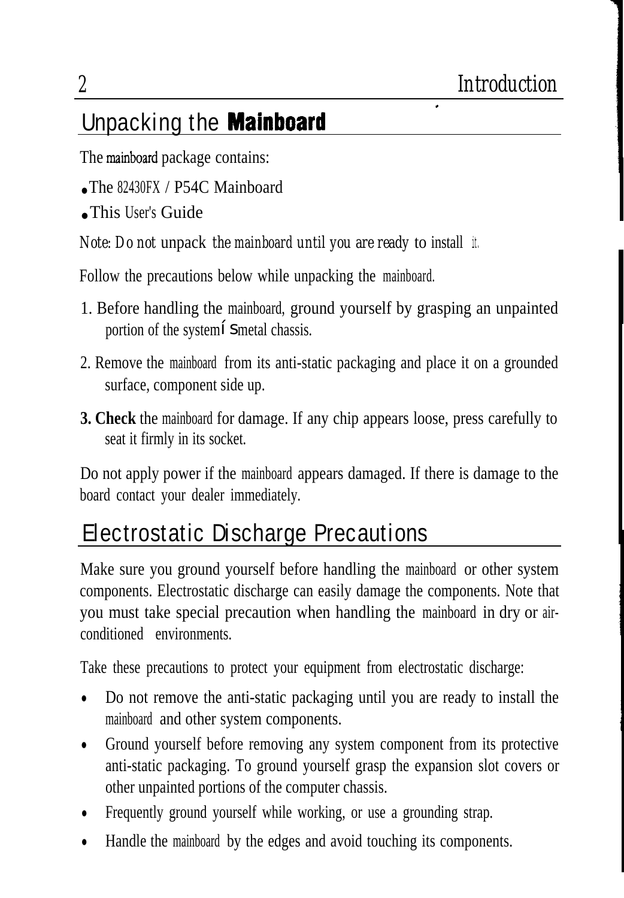## Unpacking the **Mainboard**

The mainboard package contains:

- The 82430FX / P54C Mainboard
- This User's Guide

*Note: Do not unpack the mainboard until you are ready to install it.*

Follow the precautions below while unpacking the mainboard.

1. Before handling the mainboard, ground yourself by grasping an unpainted portion of the system's metal chassis.
2. Remove the mainboard from its anti-static packaging and place it on a grounded surface, component side up.
3. **Check** the mainboard for damage. If any chip appears loose, press carefully to seat it firmly in its socket.

Do not apply power if the mainboard appears damaged. If there is damage to the board contact your dealer immediately.

## Electrostatic Discharge Precautions

Make sure you ground yourself before handling the mainboard or other system components. Electrostatic discharge can easily damage the components. Note that you must take special precaution when handling the mainboard in dry or air-conditioned environments.

Take these precautions to protect your equipment from electrostatic discharge:

- Do not remove the anti-static packaging until you are ready to install the mainboard and other system components.
- Ground yourself before removing any system component from its protective anti-static packaging. To ground yourself grasp the expansion slot covers or other unpainted portions of the computer chassis.
- Frequently ground yourself while working, or use a grounding strap.
- Handle the mainboard by the edges and avoid touching its components.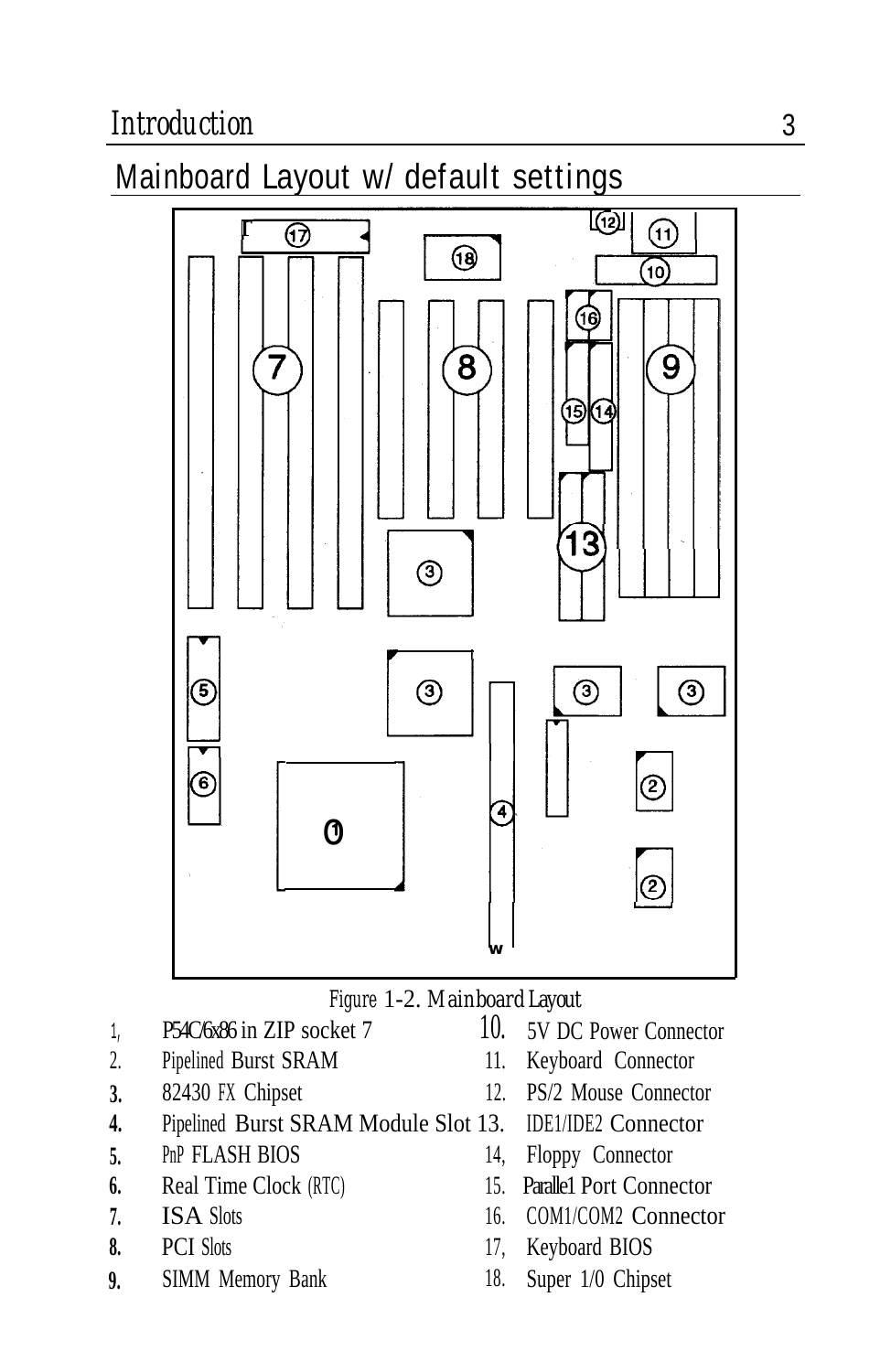## Mainboard Layout w/ default settings

Figure 1-2. Mainboard Layout

1. P54C/6x86 in ZIP socket 7
2. Pipelined Burst SRAM
3. 82430 FX Chipset
4. Pipelined Burst SRAM Module Slot
5. PnP FLASH BIOS
6. Real Time Clock (RTC)
7. ISA Slots
8. PCI Slots
9. SIMM Memory Bank
10. 5V DC Power Connector
11. Keyboard Connector
12. PS/2 Mouse Connector
13. IDE1/IDE2 Connector
14. Floppy Connector
15. Parallel Port Connector
16. COM1/COM2 Connector
17. Keyboard BIOS
18. Super 1/0 Chipset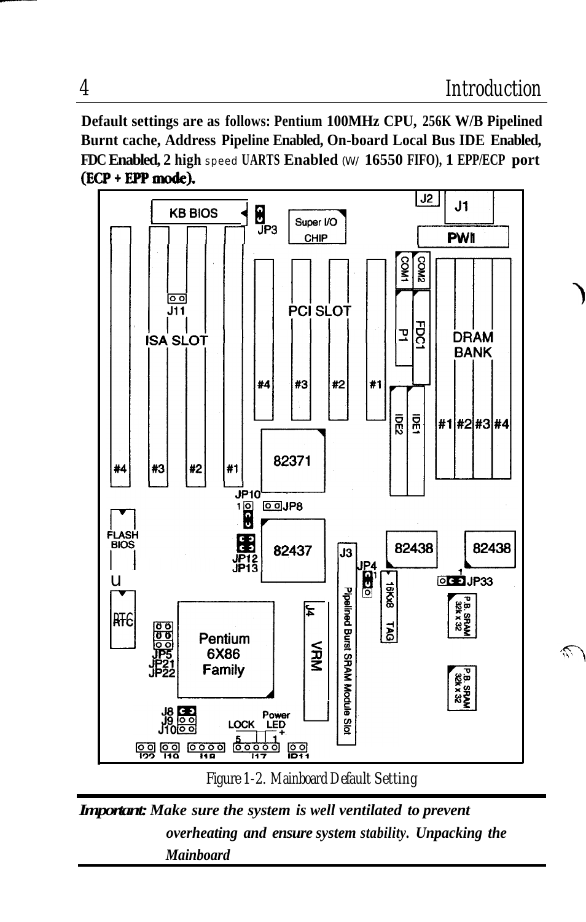**Default settings are as follows: Pentium 100MHz CPU, 256K W/B Pipelined Burnt cache, Address Pipeline Enabled, On-board Local Bus IDE Enabled, FDC Enabled, 2 high speed UARTS Enabled (W/ 16550 FIFO), 1 EPP/ECP port (ECP + EPP mode).**

Figure 1-2. Mainboard Default Setting

***Important:*** ***Make sure the system is well ventilated to prevent overheating and ensure system stability. Unpacking the Mainboard***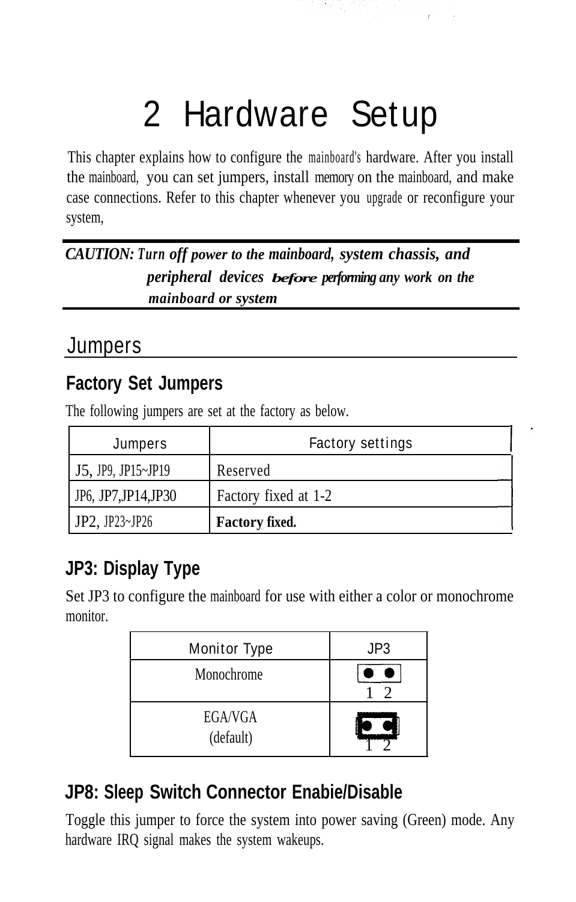# 2 Hardware Setup

This chapter explains how to configure the mainboard's hardware. After you install the mainboard, you can set jumpers, install memory on the mainboard, and make case connections. Refer to this chapter whenever you upgrade or reconfigure your system,

***CAUTION: Turn off power to the mainboard, system chassis, and peripheral devices before performing any work on the mainboard or system***

## Jumpers

### Factory Set Jumpers

The following jumpers are set at the factory as below.

| Jumpers | Factory settings |
|---|---|
| J5, JP9, JP15~JP19 | Reserved |
| JP6, JP7,JP14,JP30 | Factory fixed at 1-2 |
| JP2, JP23~JP26 | **Factory fixed.** |

### JP3: Display Type

Set JP3 to configure the mainboard for use with either a color or monochrome monitor.

| Monitor Type | JP3 |
|---|---|
| Monochrome | 1 2 (open) |
| EGA/VGA (default) | 1 2 (closed) |

### JP8: Sleep Switch Connector Enabie/Disable

Toggle this jumper to force the system into power saving (Green) mode. Any hardware IRQ signal makes the system wakeups.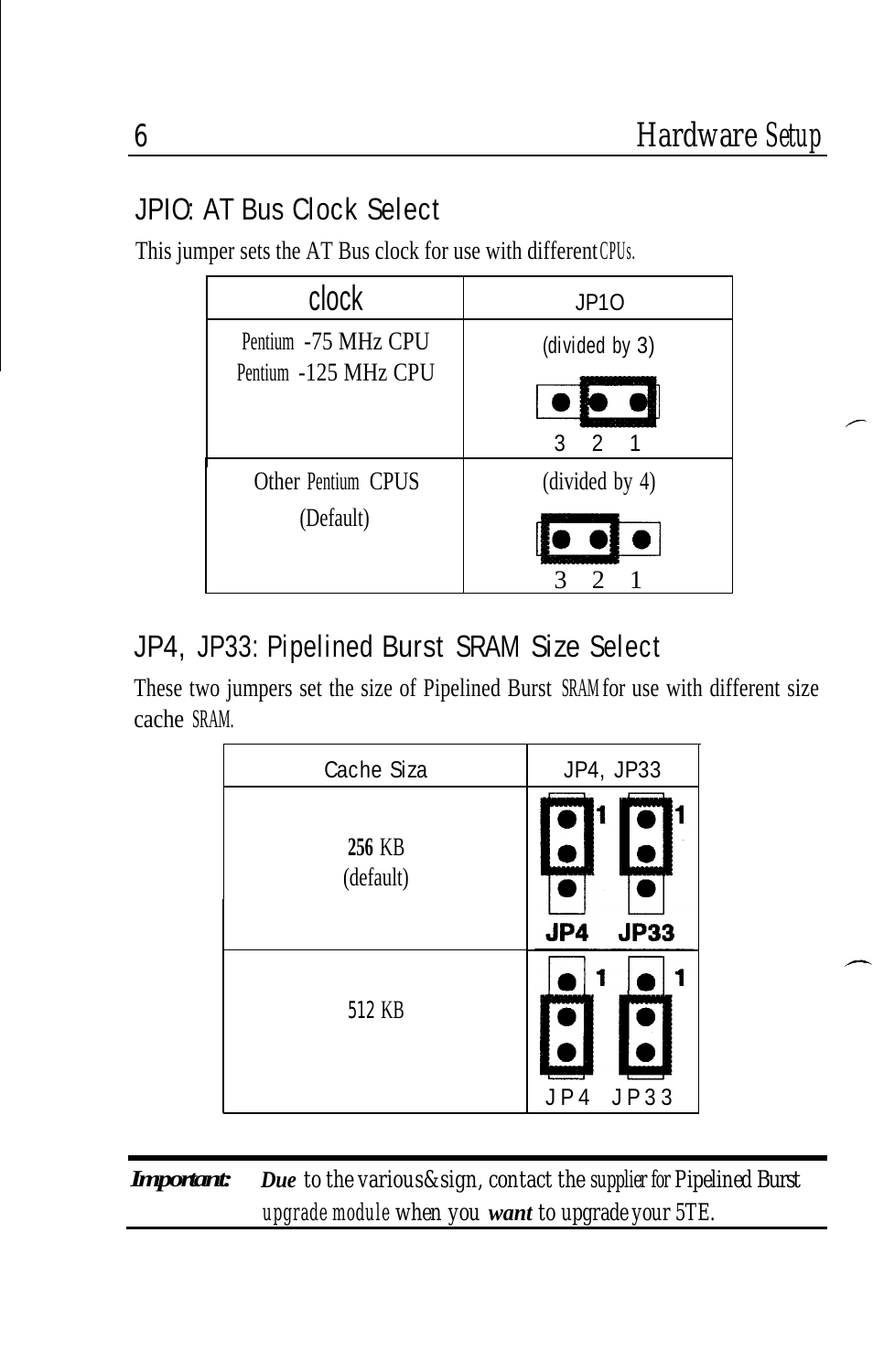## JP10: AT Bus Clock Select

This jumper sets the AT Bus clock for use with different CPUs.

| clock | JP10 |
|---|---|
| Pentium -75 MHz CPU<br>Pentium -125 MHz CPU | (divided by 3)<br>3 2 1 |
| Other Pentium CPUS<br>(Default) | (divided by 4)<br>3 2 1 |

## JP4, JP33: Pipelined Burst SRAM Size Select

These two jumpers set the size of Pipelined Burst SRAM for use with different size cache SRAM.

| Cache Siza | JP4, JP33 |
|---|---|
| **256** KB<br>(default) | JP4 JP33 |
| **512** KB | JP4 JP33 |

***Important:*** ***Due*** to the various&sign, contact the supplier for Pipelined Burst upgrade module when you ***want*** to upgrade your 5TE.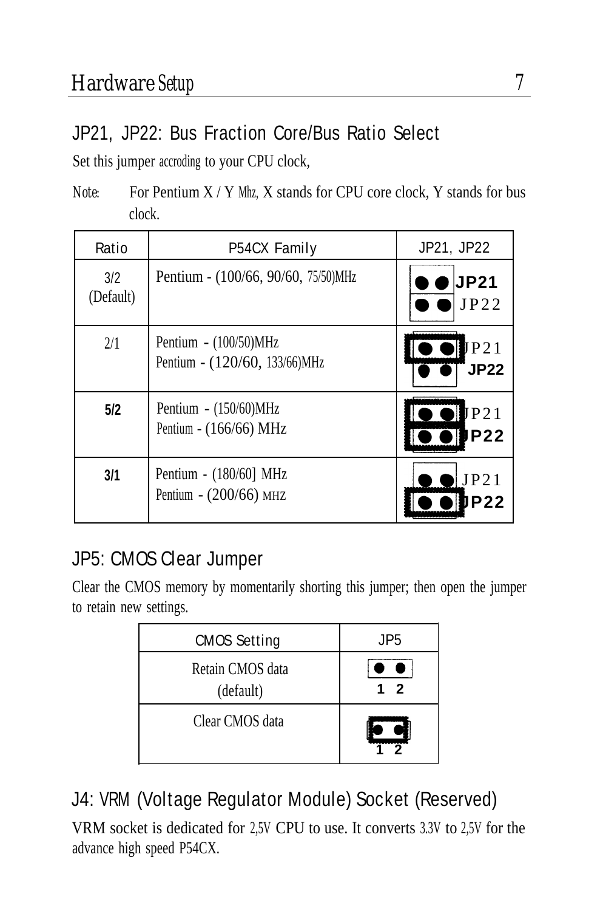## JP21, JP22: Bus Fraction Core/Bus Ratio Select

Set this jumper accroding to your CPU clock,

Note: For Pentium X / Y Mhz, X stands for CPU core clock, Y stands for bus clock.

| Ratio | P54CX Family | JP21, JP22 |
|---|---|---|
| 3/2 (Default) | Pentium - (100/66, 90/60, 75/50)MHz | JP21, JP22 |
| 2/1 | Pentium - (100/50)MHz<br>Pentium - (120/60, 133/66)MHz | JP21, JP22 |
| 5/2 | Pentium - (150/60)MHz<br>Pentium - (166/66) MHz | JP21, JP22 |
| 3/1 | Pentium - (180/60] MHz<br>Pentium - (200/66) MHZ | JP21, JP22 |

## JP5: CMOS Clear Jumper

Clear the CMOS memory by momentarily shorting this jumper; then open the jumper to retain new settings.

| CMOS Setting | JP5 |
|---|---|
| Retain CMOS data (default) | 1 2 |
| Clear CMOS data | 1 2 |

## J4: VRM (Voltage Regulator Module) Socket (Reserved)

VRM socket is dedicated for 2,5V CPU to use. It converts 3.3V to 2,5V for the advance high speed P54CX.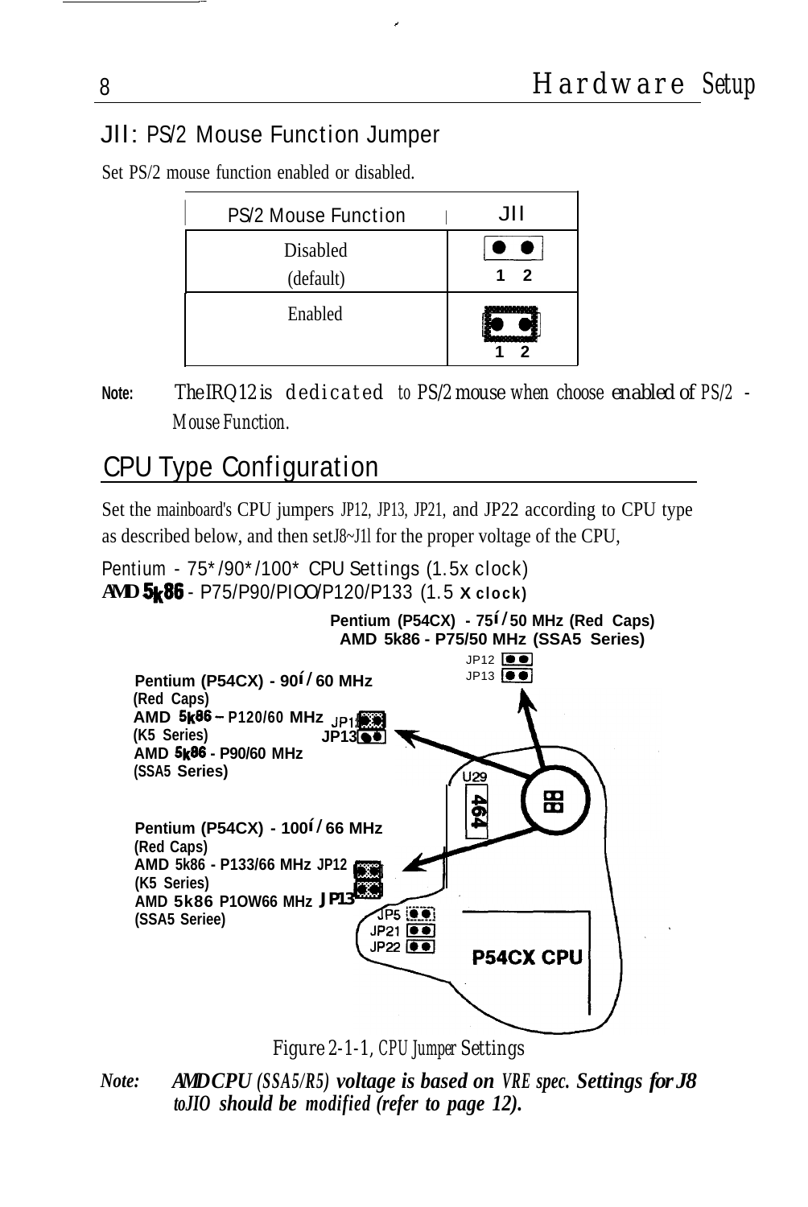## JII: PS/2 Mouse Function Jumper

Set PS/2 mouse function enabled or disabled.

| PS/2 Mouse Function | JII |
|---|---|
| Disabled (default) | 1 2 (open) |
| Enabled | 1 2 (closed) |

**Note:** The IRQ12 is dedicated to PS/2 mouse when choose *enabled* of PS/2 - *Mouse Function.*

## CPU Type Configuration

Set the mainboard's CPU jumpers JP12, JP13, JP21, and JP22 according to CPU type as described below, and then set J8~J1l for the proper voltage of the CPU,

Pentium - 75*/90*/100* CPU Settings (1.5x clock)
**AMD 5k86** - P75/P90/PIOO/P120/P133 (1.5 x clock)

**Pentium (P54CX) - 75í/50 MHz (Red Caps)**
**AMD 5k86 - P75/50 MHz (SSA5 Series)**
JP12
JP13

**Pentium (P54CX) - 90í/60 MHz**
**(Red Caps)**
**AMD 5k86 – P120/60 MHz** JP12
**(K5 Series)** JP13
**AMD 5k86 - P90/60 MHz**
**(SSA5 Series)**

**Pentium (P54CX) - 100í/66 MHz**
**(Red Caps)**
**AMD 5k86 - P133/66 MHz** JP12
**(K5 Series)**
**AMD 5k86 P1OW66 MHz** JP13
**(SSA5 Seriee)**

U29
464
JP5
JP21
JP22
**P54CX CPU**

Figure 2-1-1, *CPU Jumper Settings*

*Note:* ***AMD CPU (SSA5/R5) voltage is based on VRE spec. Settings for J8 toJIO should be modified (refer to page 12).***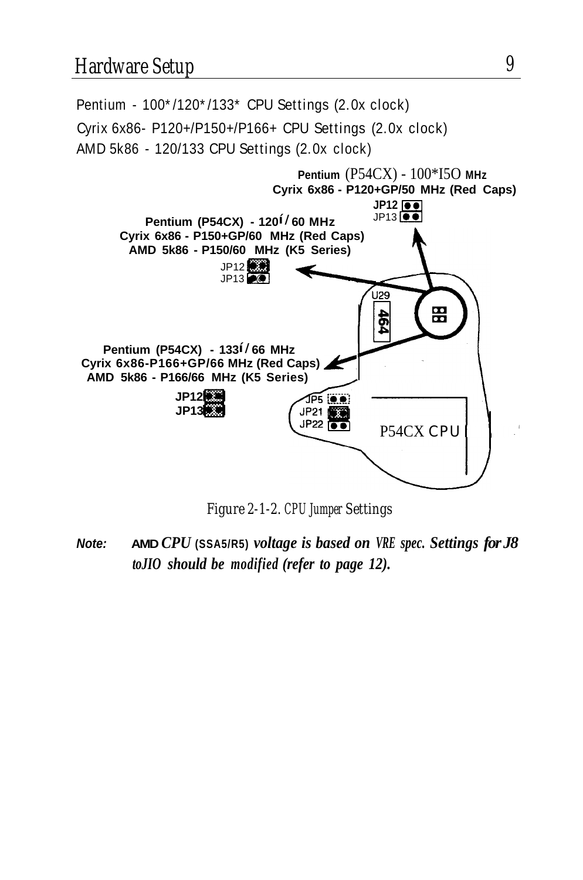Pentium - 100*/120*/133* CPU Settings (2.0x clock)

Cyrix 6x86- P120+/P150+/P166+ CPU Settings (2.0x clock)

AMD 5k86 - 120/133 CPU Settings (2.0x clock)

**Pentium** (P54CX) - 100*I5O **MHz**
**Cyrix 6x86 - P120+GP/50 MHz (Red Caps)**
**JP12**
JP13

**Pentium (P54CX) - 120í/60 MHz**
**Cyrix 6x86 - P150+GP/60 MHz (Red Caps)**
**AMD 5k86 - P150/60 MHz (K5 Series)**
JP12
JP13

U29
464

**Pentium (P54CX) - 133í/66 MHz**
**Cyrix 6x86-P166+GP/66 MHz (Red Caps)**
**AMD 5k86 - P166/66 MHz (K5 Series)**
**JP12**
**JP13**

JP5
JP21
JP22

P54CX CPU

*Figure 2-1-2. CPU Jumper Settings*

***Note:*** **AMD** ***CPU*** **(SSA5/R5)** ***voltage is based on VRE spec. Settings for J8 toJIO should be modified (refer to page 12).***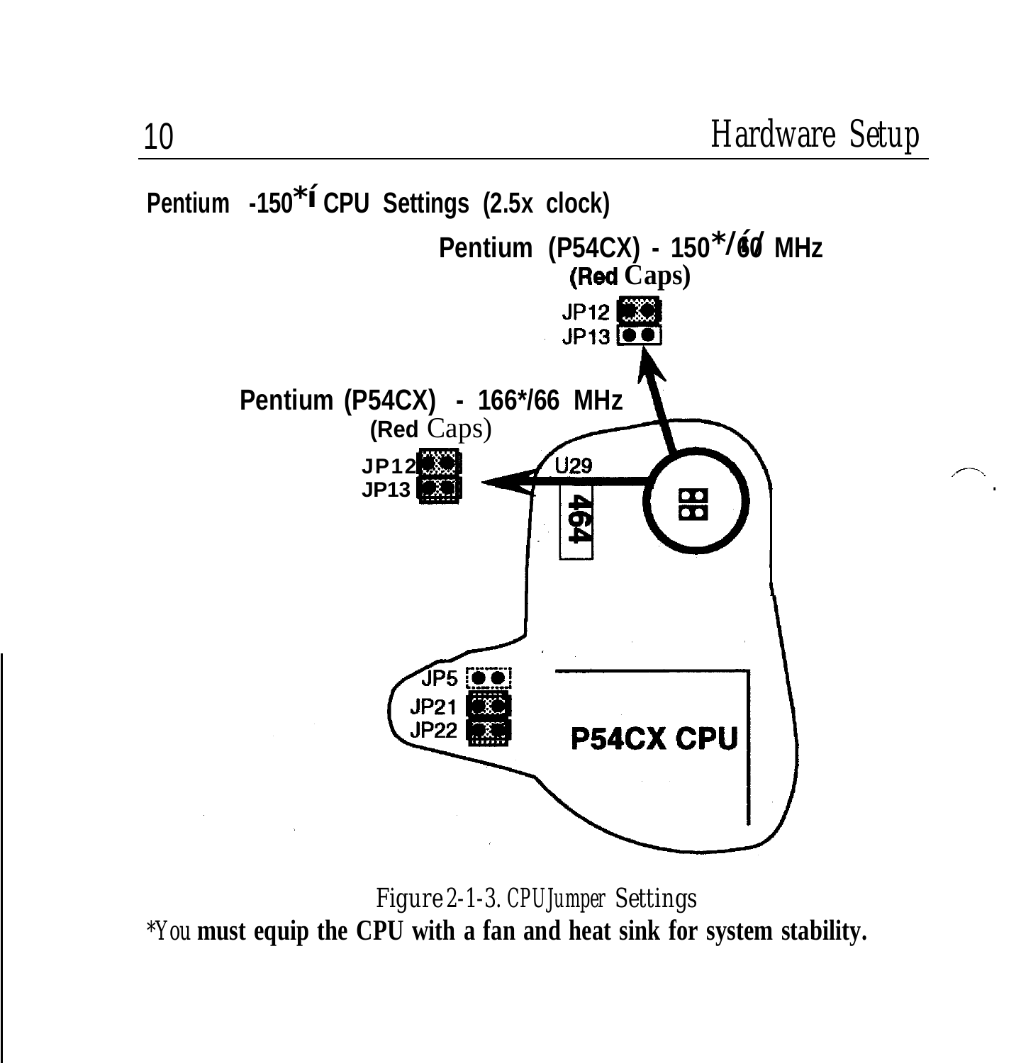## Pentium -150*/ CPU Settings (2.5x clock)

Pentium (P54CX) - 150*/60 MHz
(Red Caps)

JP12
JP13

Pentium (P54CX) - 166*/66 MHz
(Red Caps)

JP12
JP13

U29

464

JP5
JP21
JP22

P54CX CPU

Figure 2-1-3. CPU Jumper Settings

*You **must equip the CPU with a fan and heat sink for system stability.**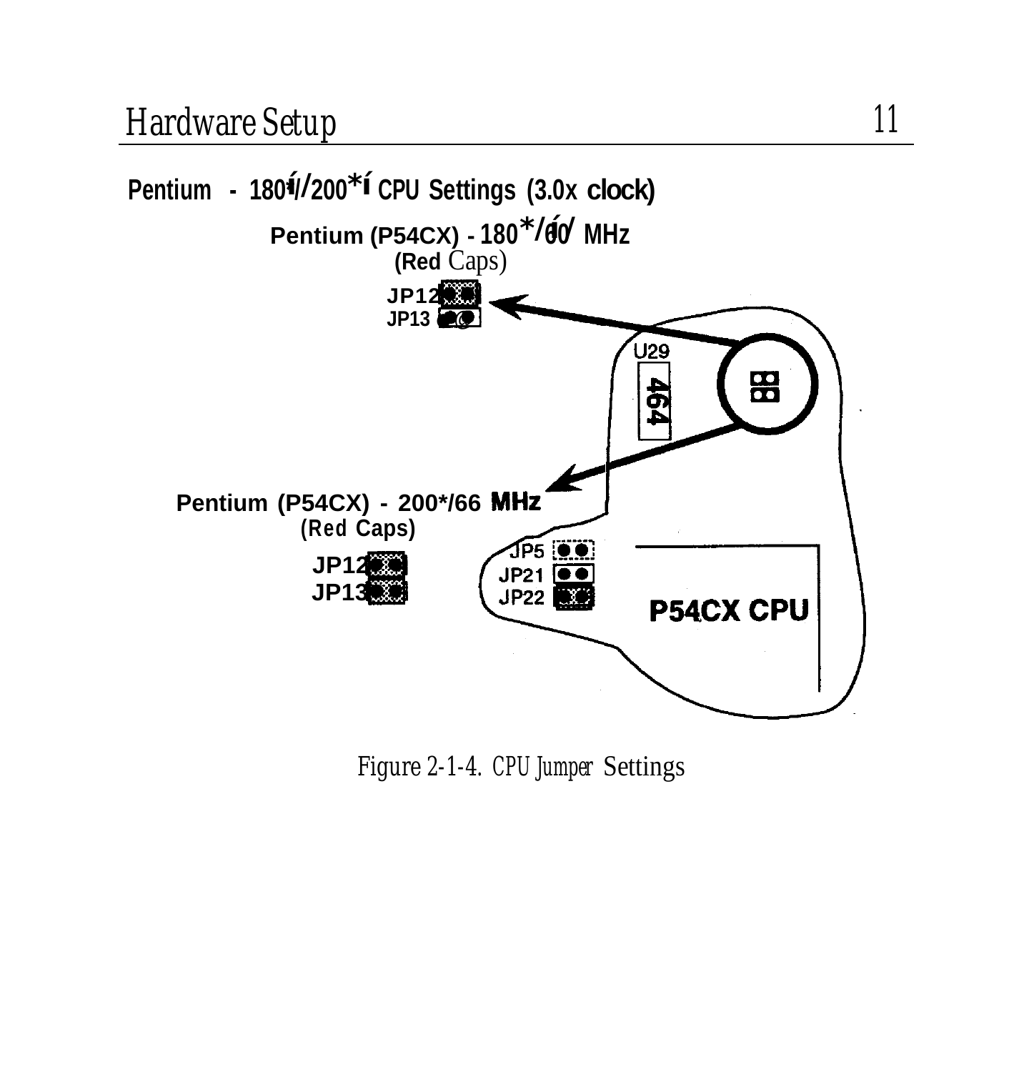## Pentium - 180*/200* CPU Settings (3.0x clock)

**Pentium (P54CX) - 180*/60 MHz**
**(Red** Caps)

JP12
JP13

U29

464

**Pentium (P54CX) - 200*/66 MHz**
**(Red Caps)**

JP12
JP13

JP5
JP21
JP22

**P54CX CPU**

Figure 2-1-4. CPU Jumper Settings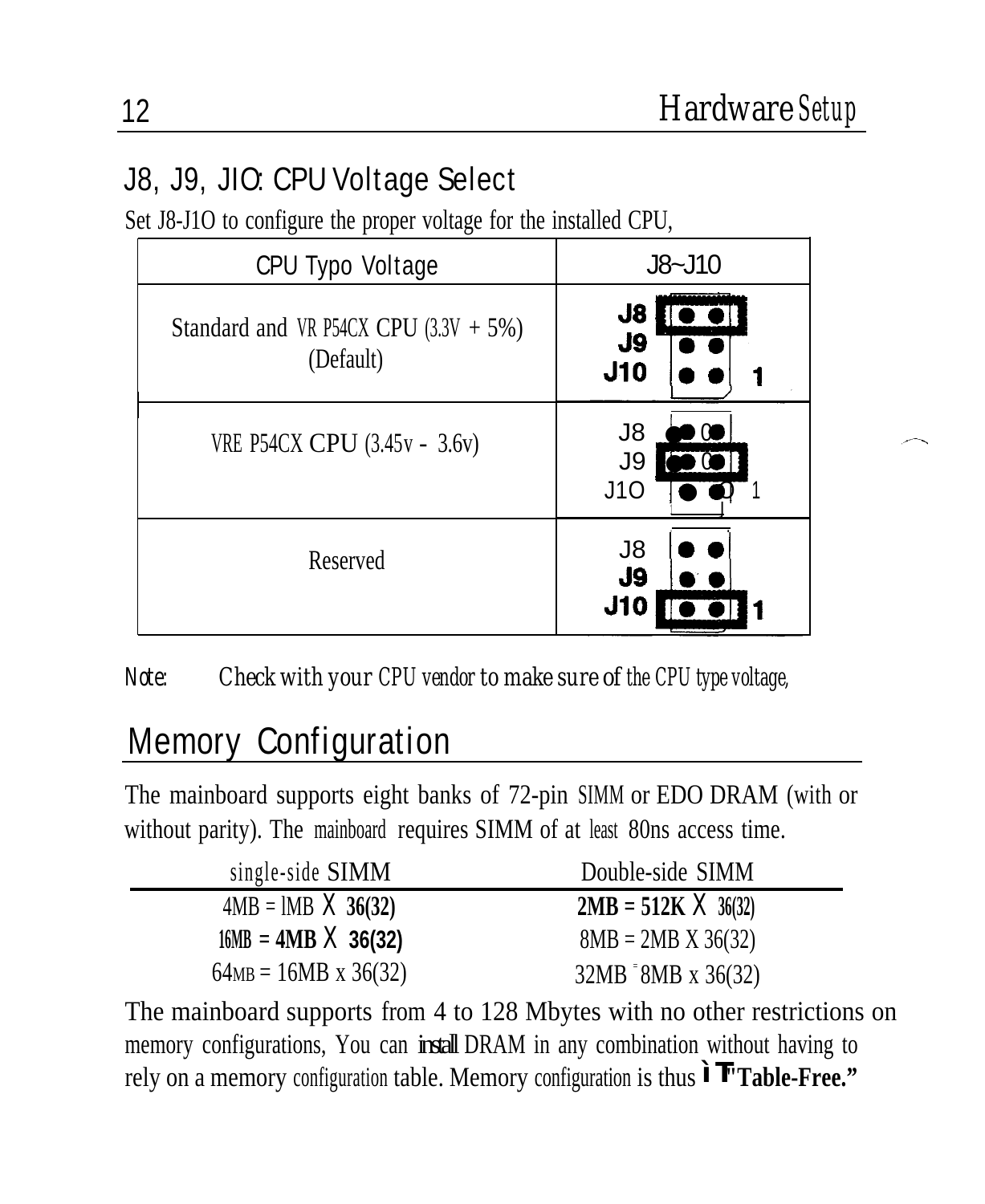## J8, J9, JIO: CPU Voltage Select

Set J8-J1O to configure the proper voltage for the installed CPU,

| CPU Typo Voltage | J8~J10 |
|---|---|
| Standard and VR P54CX CPU (3.3V + 5%) (Default) | J8 J9 J10 1 |
| VRE P54CX CPU (3.45v - 3.6v) | J8 J9 J1O 1 |
| Reserved | J8 J9 J10 1 |

*Note: Check with your CPU vendor to make sure of the CPU type voltage,*

## Memory Configuration

The mainboard supports eight banks of 72-pin SIMM or EDO DRAM (with or without parity). The mainboard requires SIMM of at least 80ns access time.

| single-side SIMM | Double-side SIMM |
|---|---|
| 4MB = lMB X 36(32) | 2MB = 512K X 36(32) |
| 16MB = 4MB X 36(32) | 8MB = 2MB X 36(32) |
| 64MB = 16MB x 36(32) | 32MB = 8MB x 36(32) |

The mainboard supports from 4 to 128 Mbytes with no other restrictions on memory configurations, You can install DRAM in any combination without having to rely on a memory configuration table. Memory configuration is thus "Table-Free."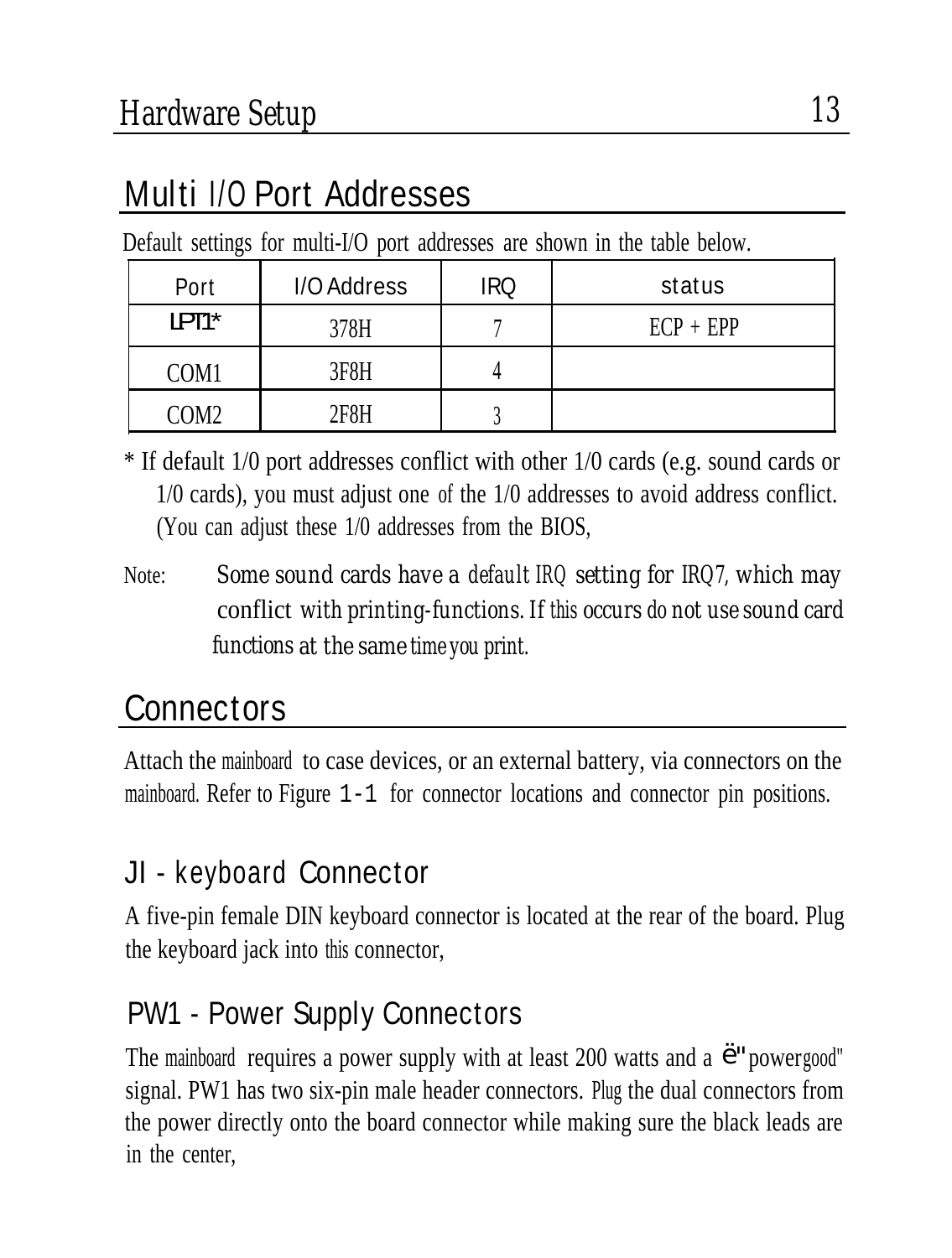## Multi I/O Port Addresses

Default settings for multi-I/O port addresses are shown in the table below.

| Port | I/O Address | IRQ | status |
|---|---|---|---|
| LPT1* | 378H | 7 | ECP + EPP |
| COM1 | 3F8H | 4 | |
| COM2 | 2F8H | 3 | |

* If default 1/0 port addresses conflict with other 1/0 cards (e.g. sound cards or 1/0 cards), you must adjust one of the 1/0 addresses to avoid address conflict. (You can adjust these 1/0 addresses from the BIOS,

Note: Some sound cards have a default IRQ setting for IRQ7, which may conflict with printing-functions. If this occurs do not use sound card functions at the same time you print.

## Connectors

Attach the mainboard to case devices, or an external battery, via connectors on the mainboard. Refer to Figure 1-1 for connector locations and connector pin positions.

### JI - keyboard Connector

A five-pin female DIN keyboard connector is located at the rear of the board. Plug the keyboard jack into this connector,

### PW1 - Power Supply Connectors

The mainboard requires a power supply with at least 200 watts and a ë"powergood" signal. PW1 has two six-pin male header connectors. Plug the dual connectors from the power directly onto the board connector while making sure the black leads are in the center,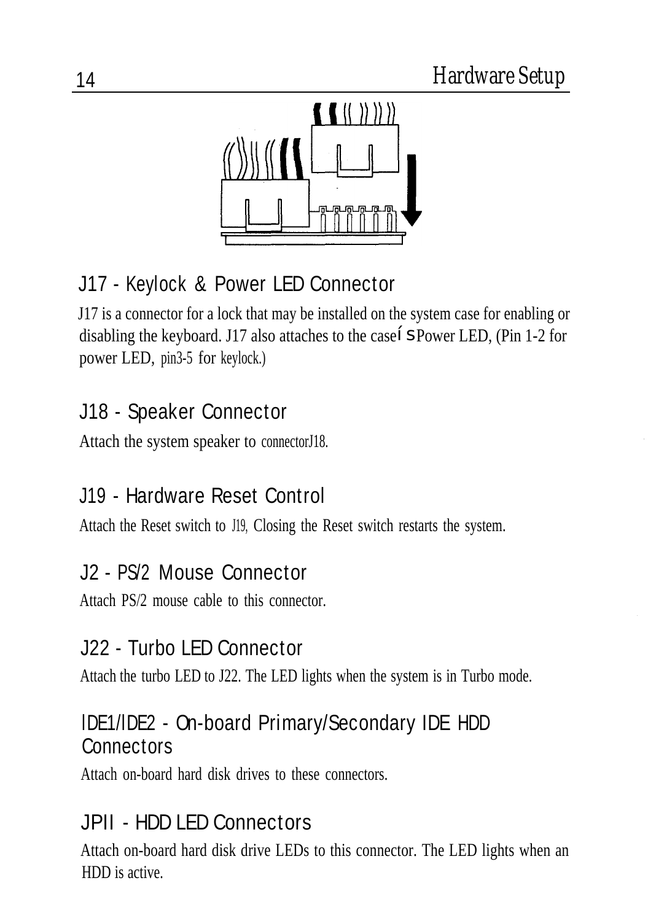## J17 - Keylock & Power LED Connector

J17 is a connector for a lock that may be installed on the system case for enabling or disabling the keyboard. J17 also attaches to the caseís Power LED, (Pin 1-2 for power LED, pin3-5 for keylock.)

## J18 - Speaker Connector

Attach the system speaker to connectorJ18.

## J19 - Hardware Reset Control

Attach the Reset switch to J19, Closing the Reset switch restarts the system.

## J2 - PS/2 Mouse Connector

Attach PS/2 mouse cable to this connector.

## J22 - Turbo LED Connector

Attach the turbo LED to J22. The LED lights when the system is in Turbo mode.

## IDE1/IDE2 - On-board Primary/Secondary IDE HDD Connectors

Attach on-board hard disk drives to these connectors.

## JPII - HDD LED Connectors

Attach on-board hard disk drive LEDs to this connector. The LED lights when an HDD is active.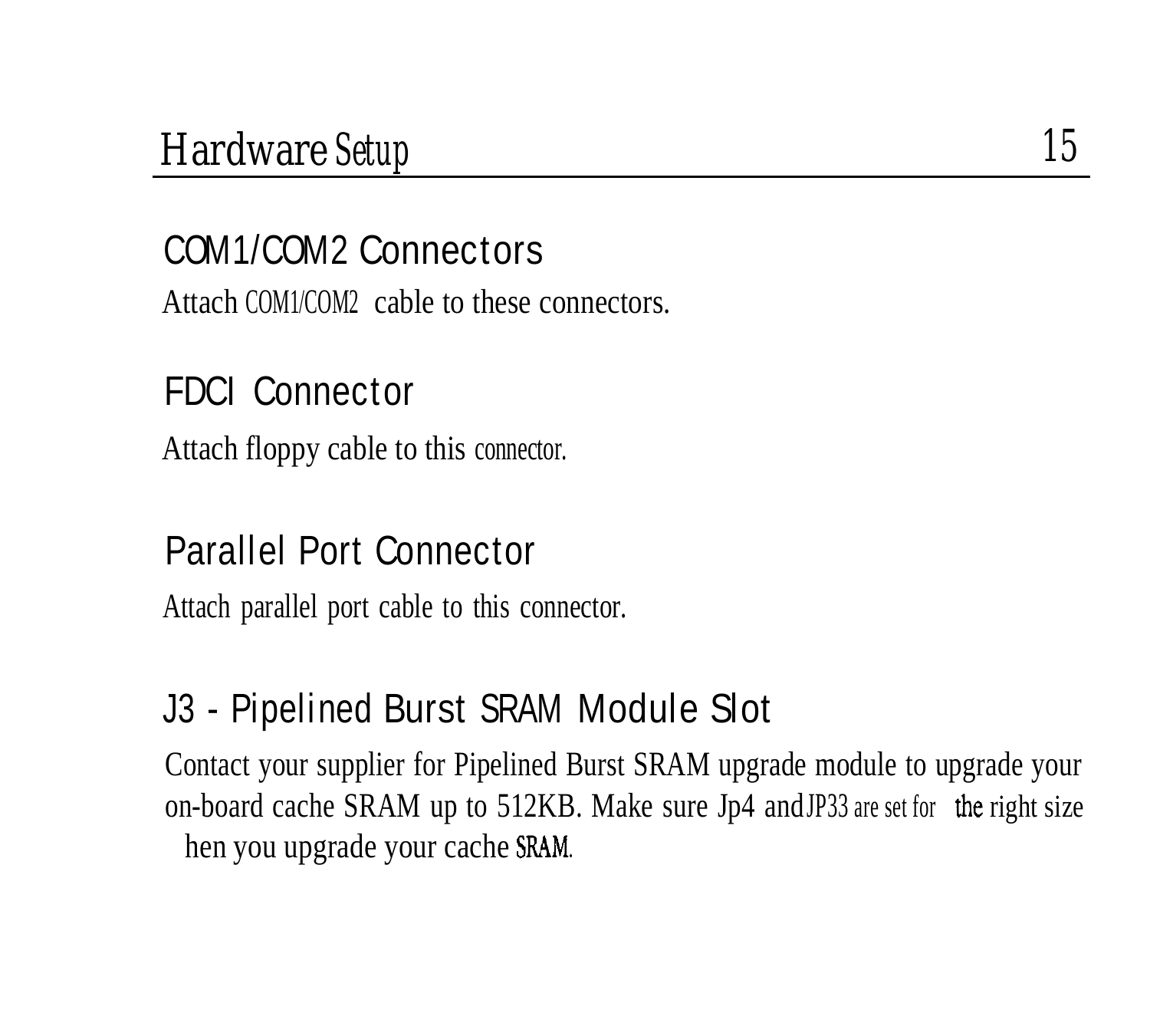## COM1/COM2 Connectors

Attach COM1/COM2 cable to these connectors.

## FDCI Connector

Attach floppy cable to this connector.

## Parallel Port Connector

Attach parallel port cable to this connector.

## J3 - Pipelined Burst SRAM Module Slot

Contact your supplier for Pipelined Burst SRAM upgrade module to upgrade your on-board cache SRAM up to 512KB. Make sure Jp4 and JP33 are set for the right size hen you upgrade your cache SRAM.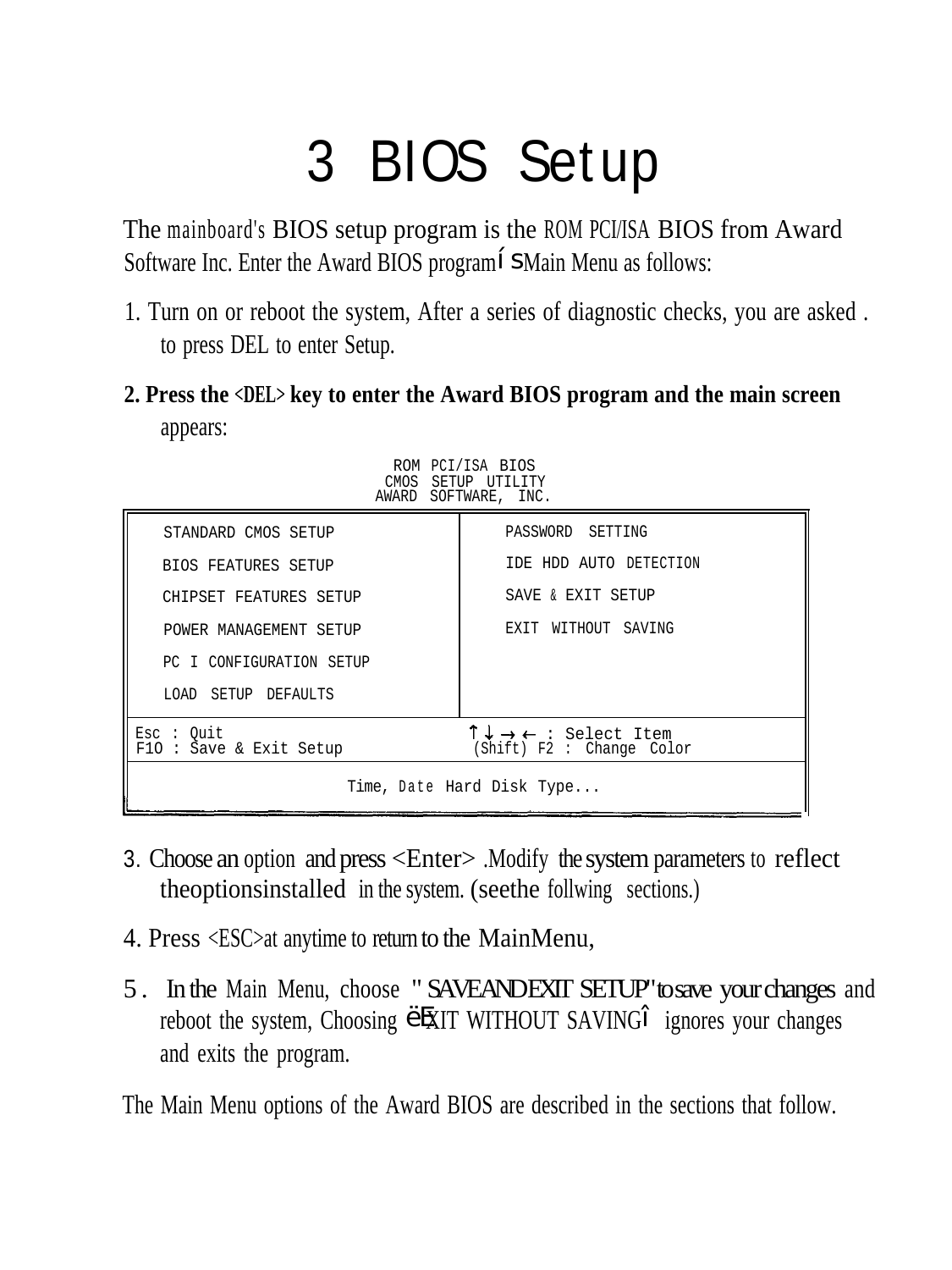# 3 BIOS Setup

The mainboard's BIOS setup program is the ROM PCI/ISA BIOS from Award Software Inc. Enter the Award BIOS programís Main Menu as follows:

1. Turn on or reboot the system, After a series of diagnostic checks, you are asked . to press DEL to enter Setup.

2. **Press the <DEL> key to enter the Award BIOS program and the main screen** appears:

```
                         ROM PCI/ISA BIOS
                        CMOS SETUP UTILITY
                       AWARD SOFTWARE, INC.

   STANDARD CMOS SETUP                 PASSWORD SETTING
   BIOS FEATURES SETUP                 IDE HDD AUTO DETECTION
   CHIPSET FEATURES SETUP              SAVE & EXIT SETUP
   POWER MANAGEMENT SETUP              EXIT WITHOUT SAVING
   PC I CONFIGURATION SETUP
   LOAD SETUP DEFAULTS

Esc : Quit                             ↑ ↓ → ← : Select Item
F10 : Save & Exit Setup                (Shift) F2 : Change Color

                    Time, Date Hard Disk Type...
```

3. Choose an option and press <Enter> .Modify the system parameters to reflect theoptionsinstalled in the system. (seethe follwing sections.)

4. Press <ESC>at anytime to return to the MainMenu,

5. In the Main Menu, choose "SAVEANDEXIT SETUP" to save your changes and reboot the system, Choosing ëEXIT WITHOUT SAVINGî ignores your changes and exits the program.

The Main Menu options of the Award BIOS are described in the sections that follow.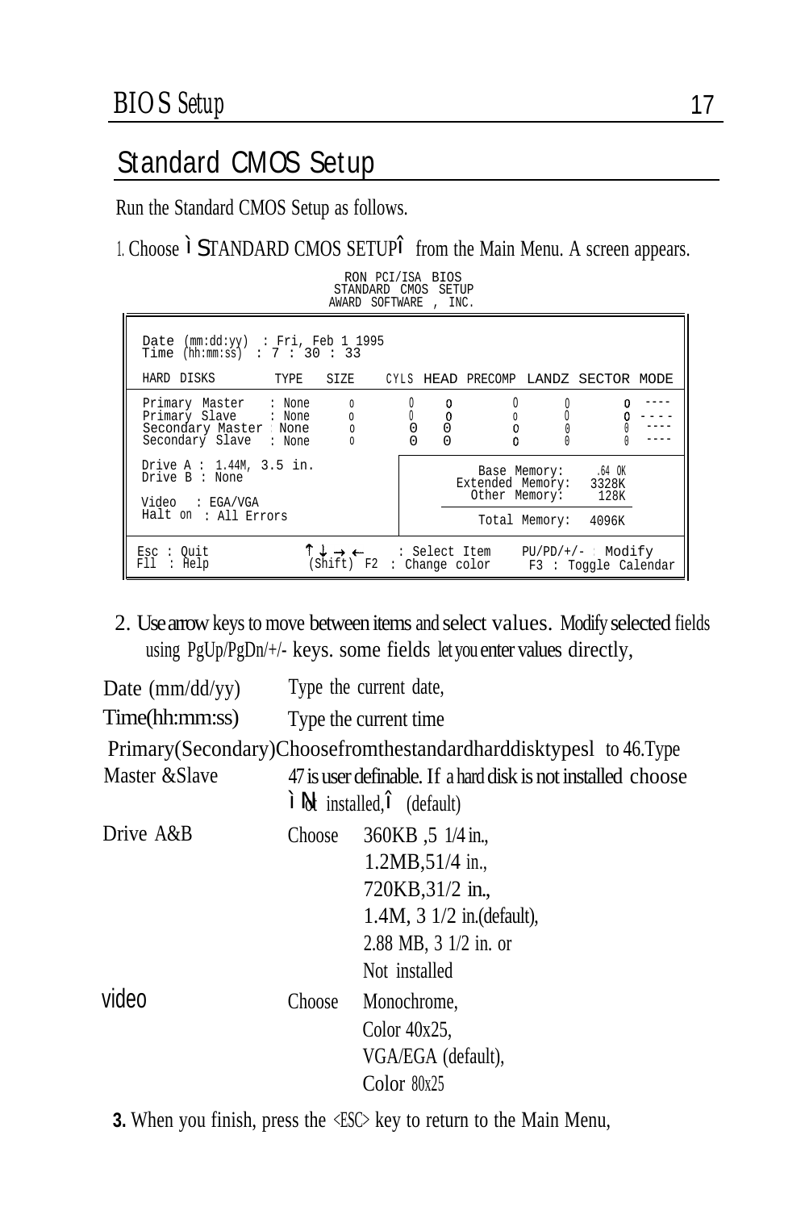## Standard CMOS Setup

Run the Standard CMOS Setup as follows.

1. Choose ì STANDARD CMOS SETUPî from the Main Menu. A screen appears.

```
                    RON PCI/ISA BIOS
                  STANDARD CMOS SETUP
                 AWARD SOFTWARE , INC.

 Date (mm:dd:yy)  : Fri, Feb 1 1995
 Time (hh:mm:ss)  : 7 : 30 : 33

 HARD DISKS        TYPE   SIZE   CYLS HEAD PRECOMP LANDZ SECTOR MODE

 Primary Master   : None   0      0    0     0       0      0    ----
 Primary Slave    : None   0      0    0     0       0      0    ----
 Secondary Master : None   0      0    0     0       0      0    ----
 Secondary Slave  : None   0      0    0     0       0      0    ----

 Drive A : 1.44M, 3.5 in.            Base Memory:      64 0K
 Drive B : None                  Extended Memory:   3328K
                                    Other Memory:      128K
 Video   : EGA/VGA
 Halt on : All Errors               Total Memory:     4096K

 Esc : Quit        ↑ ↓ → ←    : Select Item    PU/PD/+/-  Modify
 F1l : Help        (Shift) F2 : Change color    F3 : Toggle Calendar
```

2. Use arrow keys to move between items and select values. Modify selected fields using PgUp/PgDn/+/- keys. some fields let you enter values directly,

| | |
|---|---|
| Date (mm/dd/yy) | Type the current date, |
| Time(hh:mm:ss) | Type the current time |
| Primary(Secondary) Master &Slave | Choose from the standard hard disk types l to 46. Type 47 is user definable. If a hard disk is not installed choose ì Not installed,î (default) |
| Drive A&B | Choose 360KB ,5 1/4 in., 1.2MB,51/4 in., 720KB,31/2 in., 1.4M, 3 1/2 in.(default), 2.88 MB, 3 1/2 in. or Not installed |
| video | Choose Monochrome, Color 40x25, VGA/EGA (default), Color 80x25 |

3. When you finish, press the <ESC> key to return to the Main Menu,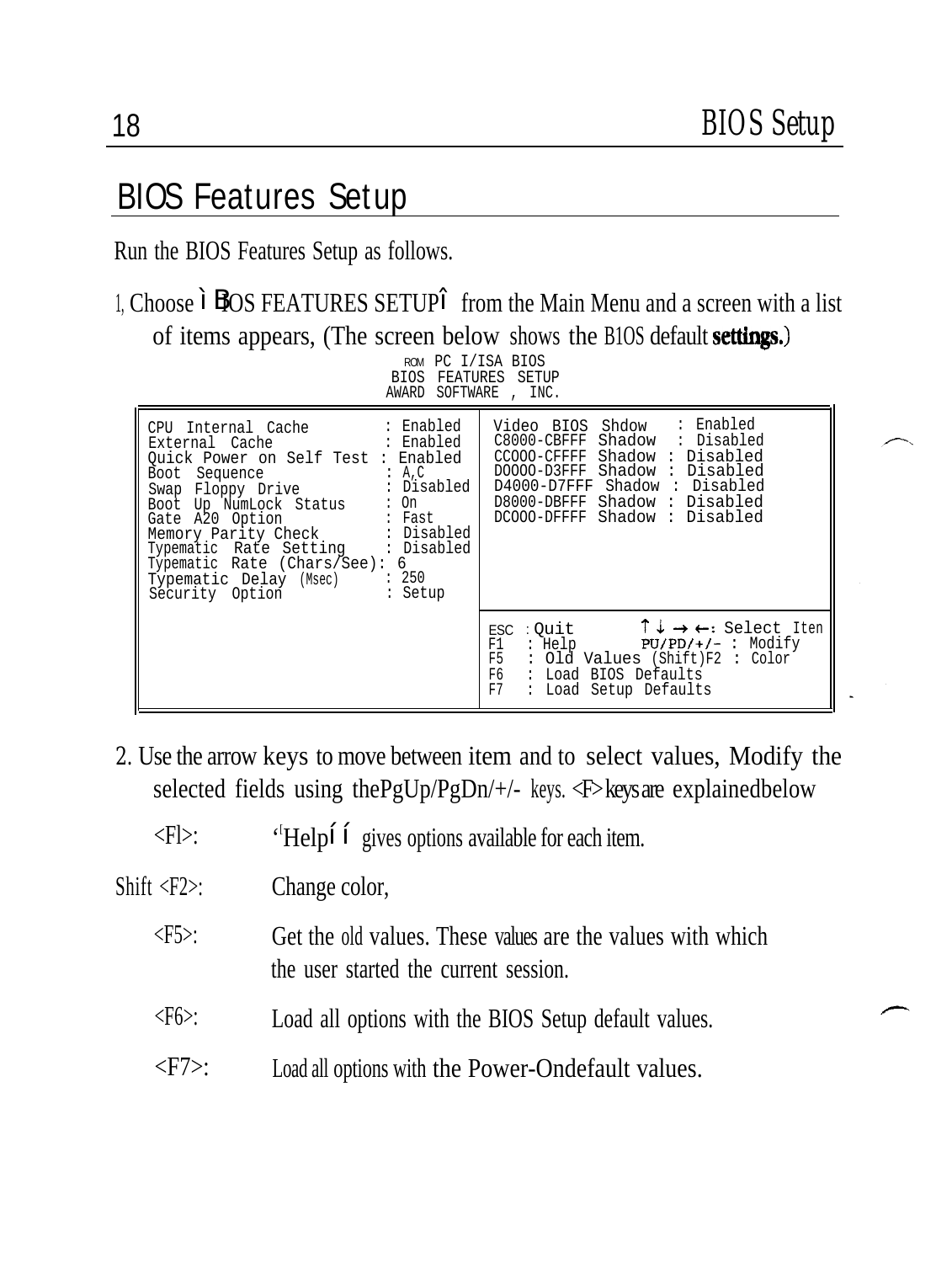## BIOS Features Setup

Run the BIOS Features Setup as follows.

1, Choose "BIOS FEATURES SETUP" from the Main Menu and a screen with a list of items appears, (The screen below shows the BIOS default **settings.**)

```
                          ROM PC I/ISA BIOS
                          BIOS FEATURES SETUP
                          AWARD SOFTWARE , INC.

CPU Internal Cache          : Enabled   | Video BIOS Shdow     : Enabled
External Cache              : Enabled   | C8000-CBFFF Shadow   : Disabled
Quick Power on Self Test    : Enabled   | CC000-CFFFF Shadow   : Disabled
Boot Sequence               : A,C       | D0000-D3FFF Shadow   : Disabled
Swap Floppy Drive           : Disabled  | D4000-D7FFF Shadow   : Disabled
Boot Up NumLock Status      : On        | D8000-DBFFF Shadow   : Disabled
Gate A20 Option             : Fast      | DC000-DFFFF Shadow   : Disabled
Memory Parity Check         : Disabled  |
Typematic Rate Setting      : Disabled  |
Typematic Rate (Chars/See)  : 6         |
Typematic Delay (Msec)      : 250       |
Security Option             : Setup     |
                                        | ESC : Quit        ↑↓→←: Select Iten
                                        | F1  : Help        PU/PD/+/- : Modify
                                        | F5  : Old Values (Shift)F2 : Color
                                        | F6  : Load BIOS Defaults
                                        | F7  : Load Setup Defaults
```

2. Use the arrow keys to move between item and to select values, Modify the selected fields using the PgUp/PgDn/+/- keys. <F> keys are explained below

| | |
|---|---|
| <Fl>: | "Help" gives options available for each item. |
| Shift <F2>: | Change color, |
| <F5>: | Get the old values. These values are the values with which the user started the current session. |
| <F6>: | Load all options with the BIOS Setup default values. |
| <F7>: | Load all options with the Power-On default values. |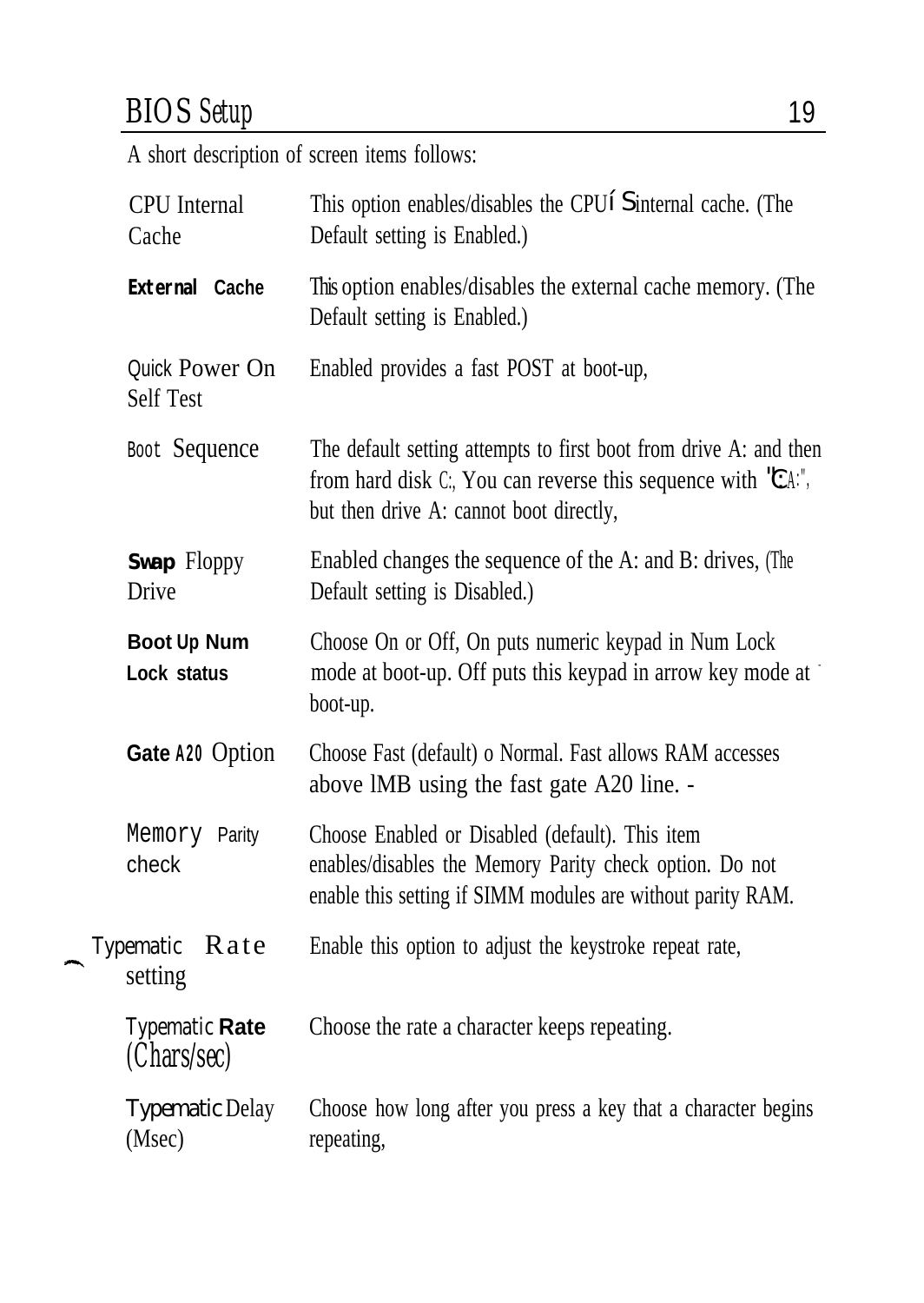A short description of screen items follows:

| | |
|---|---|
| CPU Internal Cache | This option enables/disables the CPUíS internal cache. (The Default setting is Enabled.) |
| **External Cache** | This option enables/disables the external cache memory. (The Default setting is Enabled.) |
| Quick Power On Self Test | Enabled provides a fast POST at boot-up, |
| Boot Sequence | The default setting attempts to first boot from drive A: and then from hard disk C:, You can reverse this sequence with "C:A:", but then drive A: cannot boot directly, |
| **Swap** Floppy Drive | Enabled changes the sequence of the A: and B: drives, (The Default setting is Disabled.) |
| **Boot Up Num Lock status** | Choose On or Off, On puts numeric keypad in Num Lock mode at boot-up. Off puts this keypad in arrow key mode at boot-up. |
| **Gate A20** Option | Choose Fast (default) o Normal. Fast allows RAM accesses above lMB using the fast gate A20 line. - |
| Memory Parity check | Choose Enabled or Disabled (default). This item enables/disables the Memory Parity check option. Do not enable this setting if SIMM modules are without parity RAM. |
| Typematic Rate setting | Enable this option to adjust the keystroke repeat rate, |
| Typematic **Rate** (Chars/sec) | Choose the rate a character keeps repeating. |
| Typematic Delay (Msec) | Choose how long after you press a key that a character begins repeating, |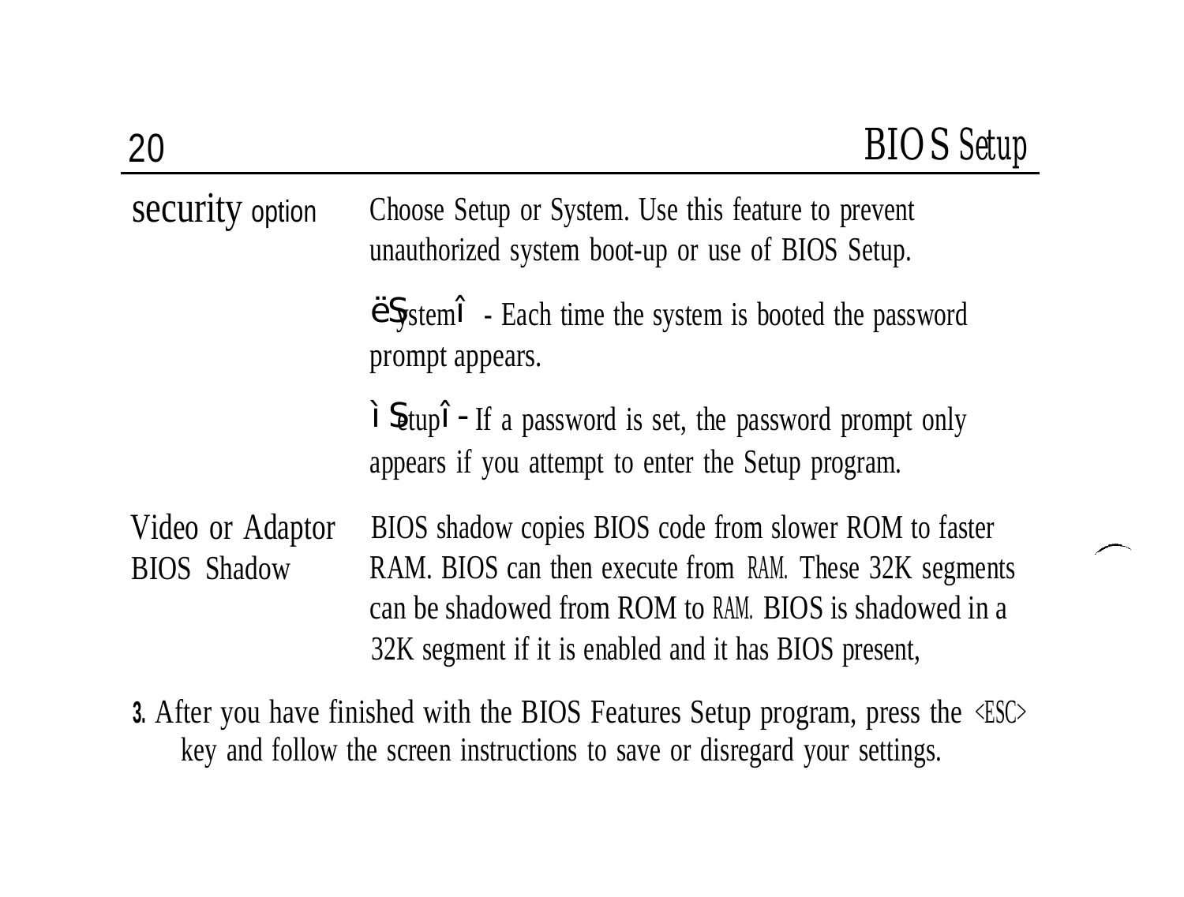| | |
|---|---|
| Security option | Choose Setup or System. Use this feature to prevent unauthorized system boot-up or use of BIOS Setup.<br><br>ëSystemî - Each time the system is booted the password prompt appears.<br><br>ìSetupî - If a password is set, the password prompt only appears if you attempt to enter the Setup program. |
| Video or Adaptor BIOS Shadow | BIOS shadow copies BIOS code from slower ROM to faster RAM. BIOS can then execute from RAM. These 32K segments can be shadowed from ROM to RAM. BIOS is shadowed in a 32K segment if it is enabled and it has BIOS present, |

3. After you have finished with the BIOS Features Setup program, press the <ESC> key and follow the screen instructions to save or disregard your settings.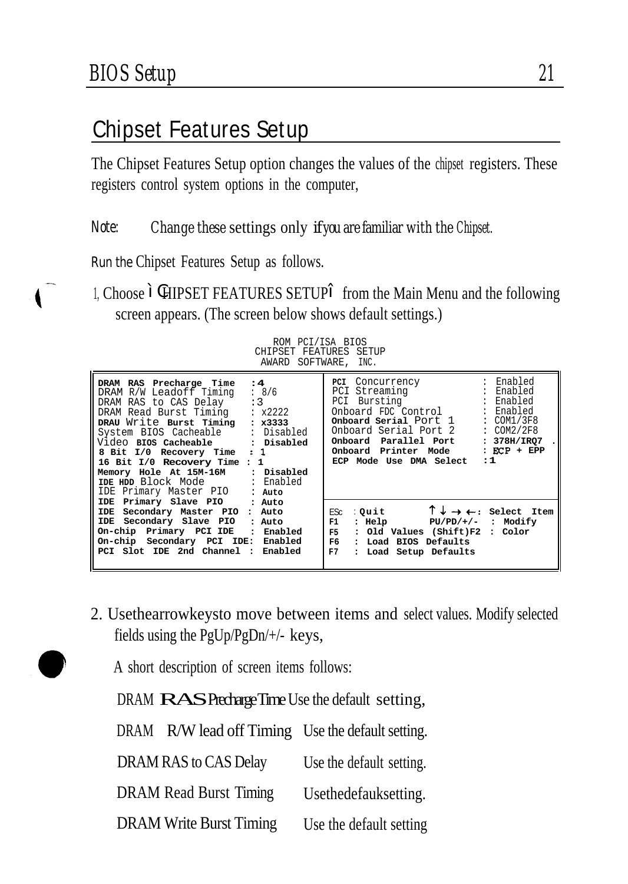## Chipset Features Setup

The Chipset Features Setup option changes the values of the chipset registers. These registers control system options in the computer,

*Note:* Change these settings only if you are familiar with the Chipset.

Run the Chipset Features Setup as follows.

1, Choose "CHIPSET FEATURES SETUP" from the Main Menu and the following screen appears. (The screen below shows default settings.)

```
ROM PCI/ISA BIOS
CHIPSET FEATURES SETUP
AWARD SOFTWARE, INC.

DRAM RAS Precharge Time   : 4         PCI Concurrency           : Enabled
DRAM R/W Leadoff Timing   : 8/6       PCI Streaming             : Enabled
DRAM RAS to CAS Delay     : 3         PCI Bursting              : Enabled
DRAM Read Burst Timing    : x2222     Onboard FDC Control       : Enabled
DRAU Write Burst Timing   : x3333     Onboard Serial Port 1     : COM1/3F8
System BIOS Cacheable     : Disabled  Onboard Serial Port 2     : COM2/2F8
Video BIOS Cacheable      : Disabled  Onboard Parallel Port     : 378H/IRQ7
8 Bit I/0 Recovery Time   : 1         Onboard Printer Mode      : ECP + EPP
16 Bit I/0 Recovery Time  : 1         ECP Mode Use DMA Select   : 1
Memory Hole At 15M-16M    : Disabled
IDE HDD Block Mode        : Enabled
IDE Primary Master PIO    : Auto
IDE Primary Slave PIO     : Auto
IDE Secondary Master PIO  : Auto      ESc : Quit     ↑ ↓ → ←: Select Item
IDE Secondary Slave PIO   : Auto      F1  : Help     PU/PD/+/-  : Modify
On-chip Primary PCI IDE   : Enabled   F5  : Old Values (Shift)F2 : Color
On-chip Secondary PCI IDE : Enabled   F6  : Load BIOS Defaults
PCI Slot IDE 2nd Channel  : Enabled   F7  : Load Setup Defaults
```

2. Use the arrow keys to move between items and select values. Modify selected fields using the PgUp/PgDn/+/- keys,

A short description of screen items follows:

| | |
|---|---|
| DRAM RAS Precharge Time | Use the default setting, |
| DRAM R/W lead off Timing | Use the default setting. |
| DRAM RAS to CAS Delay | Use the default setting. |
| DRAM Read Burst Timing | Use the default setting. |
| DRAM Write Burst Timing | Use the default setting |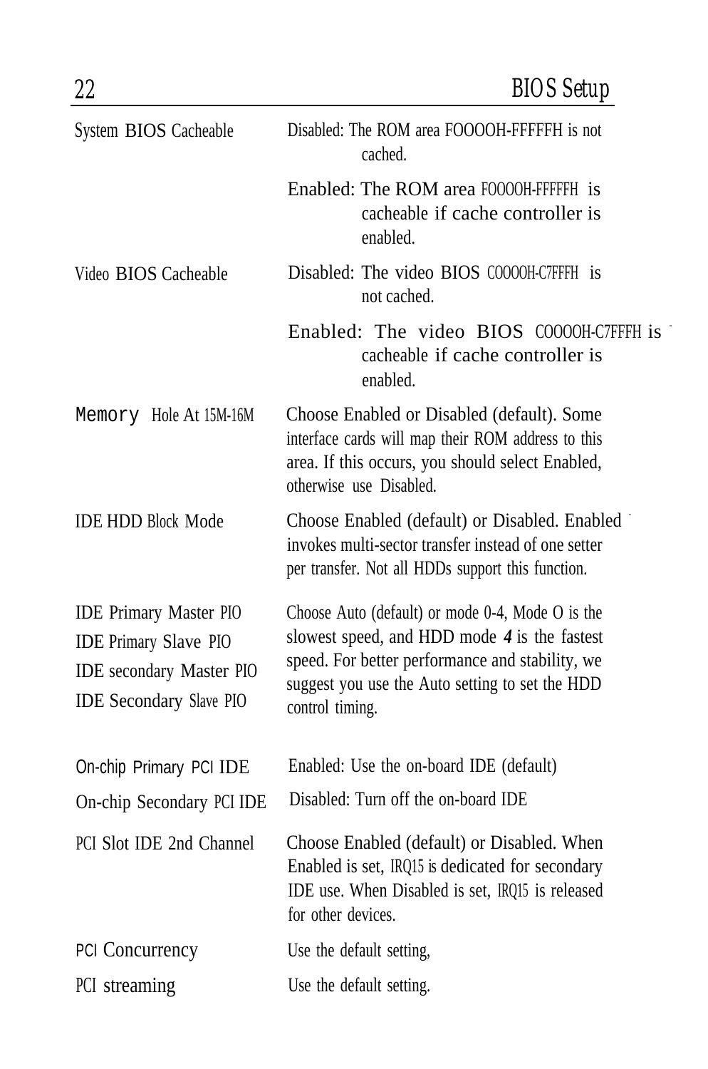| | |
|---|---|
| System BIOS Cacheable | Disabled: The ROM area FOOOOH-FFFFFH is not cached. |
| | Enabled: The ROM area FOOOOH-FFFFFH is cacheable if cache controller is enabled. |
| Video BIOS Cacheable | Disabled: The video BIOS COOOOH-C7FFFH is not cached. |
| | Enabled: The video BIOS COOOOH-C7FFFH is cacheable if cache controller is enabled. |
| Memory Hole At 15M-16M | Choose Enabled or Disabled (default). Some interface cards will map their ROM address to this area. If this occurs, you should select Enabled, otherwise use Disabled. |
| IDE HDD Block Mode | Choose Enabled (default) or Disabled. Enabled invokes multi-sector transfer instead of one setter per transfer. Not all HDDs support this function. |
| IDE Primary Master PIO<br>IDE Primary Slave PIO<br>IDE secondary Master PIO<br>IDE Secondary Slave PIO | Choose Auto (default) or mode 0-4, Mode O is the slowest speed, and HDD mode ***4*** is the fastest speed. For better performance and stability, we suggest you use the Auto setting to set the HDD control timing. |
| On-chip Primary PCI IDE | Enabled: Use the on-board IDE (default) |
| On-chip Secondary PCI IDE | Disabled: Turn off the on-board IDE |
| PCI Slot IDE 2nd Channel | Choose Enabled (default) or Disabled. When Enabled is set, IRQ15 is dedicated for secondary IDE use. When Disabled is set, IRQ15 is released for other devices. |
| PCI Concurrency | Use the default setting, |
| PCI streaming | Use the default setting. |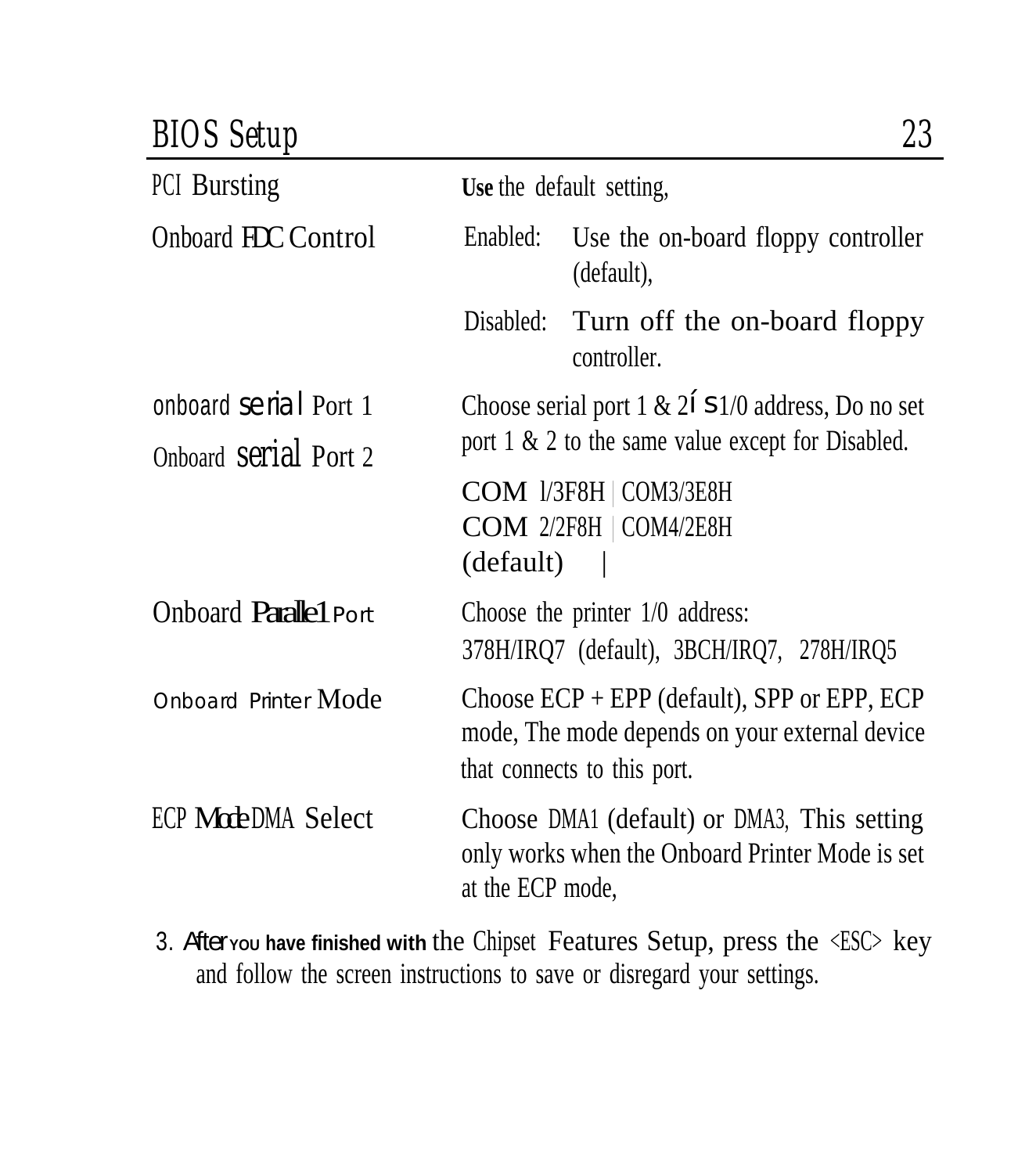| | |
|---|---|
| PCI Bursting | Use the default setting, |
| Onboard FDC Control | Enabled: Use the on-board floppy controller (default),<br>Disabled: Turn off the on-board floppy controller. |
| onboard serial Port 1<br>Onboard serial Port 2 | Choose serial port 1 & 2ís 1/0 address, Do no set port 1 & 2 to the same value except for Disabled.<br>COM l/3F8H \| COM3/3E8H<br>COM 2/2F8H \| COM4/2E8H<br>(default) \| |
| Onboard Paralle1 Port | Choose the printer 1/0 address:<br>378H/IRQ7 (default), 3BCH/IRQ7, 278H/IRQ5 |
| Onboard Printer Mode | Choose ECP + EPP (default), SPP or EPP, ECP mode, The mode depends on your external device that connects to this port. |
| ECP Mode DMA Select | Choose DMA1 (default) or DMA3, This setting only works when the Onboard Printer Mode is set at the ECP mode, |

3. After you have finished with the Chipset Features Setup, press the <ESC> key and follow the screen instructions to save or disregard your settings.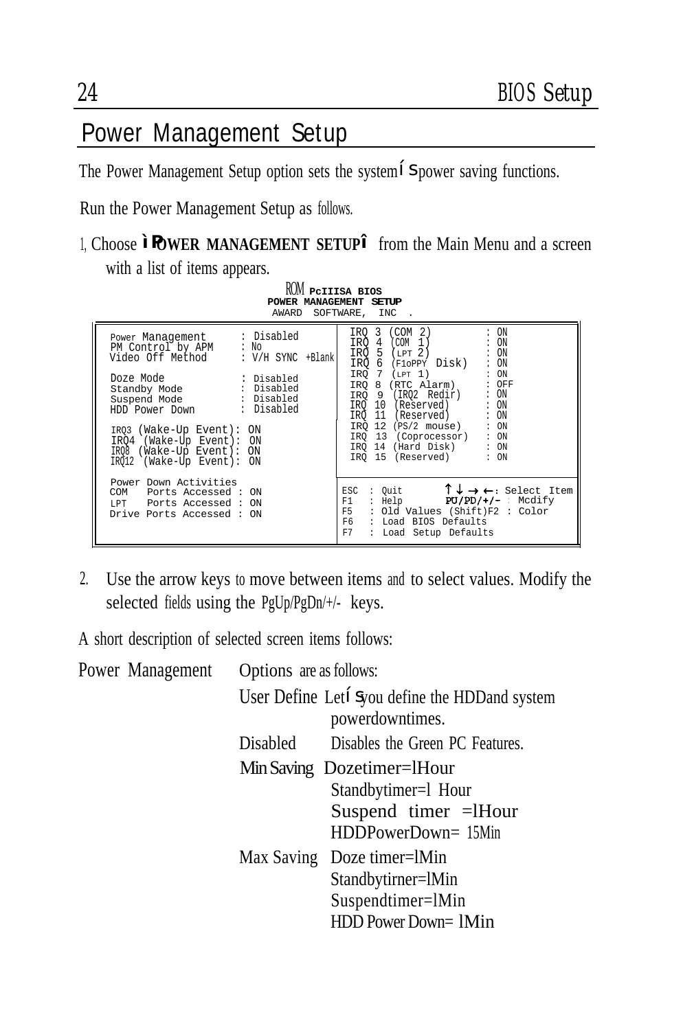## Power Management Setup

The Power Management Setup option sets the system's power saving functions.

Run the Power Management Setup as follows.

1. Choose "POWER MANAGEMENT SETUP" from the Main Menu and a screen with a list of items appears.

```
                         ROM PcIIISA BIOS
                     POWER MANAGEMENT SETUP
                       AWARD SOFTWARE, INC .

Power Management      : Disabled          IRQ 3  (COM 2)         : ON
PM Control by APM     : No                IRQ 4  (COM 1)         : ON
Video Off Method      : V/H SYNC +Blank   IRQ 5  (LPT 2)         : ON
                                          IRQ 6  (FloPPY Disk)   : ON
Doze Mode             : Disabled          IRQ 7  (LPT 1)         : ON
Standby Mode          : Disabled          IRQ 8  (RTC Alarm)     : OFF
Suspend Mode          : Disabled          IRQ 9  (IRQ2 Redir)    : ON
HDD Power Down        : Disabled          IRQ 10 (Reserved)      : ON
                                          IRQ 11 (Reserved)      : ON
IRQ3 (Wake-Up Event): ON                  IRQ 12 (PS/2 mouse)    : ON
IRQ4 (Wake-Up Event): ON                  IRQ 13 (Coprocessor)   : ON
IRQ8 (Wake-Up Event): ON                  IRQ 14 (Hard Disk)     : ON
IRQ12 (Wake-Up Event): ON                 IRQ 15 (Reserved)      : ON

Power Down Activities                     ESC : Quit       ↑ ↓ → ← : Select Item
COM   Ports Accessed : ON                 F1  : Help       PU/PD/+/- : Modify
LPT   Ports Accessed : ON                 F5  : Old Values (Shift)F2 : Color
Drive Ports Accessed : ON                 F6  : Load BIOS Defaults
                                          F7  : Load Setup Defaults
```

2. Use the arrow keys to move between items and to select values. Modify the selected fields using the PgUp/PgDn/+/- keys.

A short description of selected screen items follows:

| | | |
|---|---|---|
| Power Management | Options are as follows: | |
| | User Define | Let's you define the HDD and system powerdown times. |
| | Disabled | Disables the Green PC Features. |
| | Min Saving | Doze timer=1Hour<br>Standby timer=1 Hour<br>Suspend timer =1Hour<br>HDD Power Down= 15Min |
| | Max Saving | Doze timer=1Min<br>Standby timer=1Min<br>Suspend timer=1Min<br>HDD Power Down= 1Min |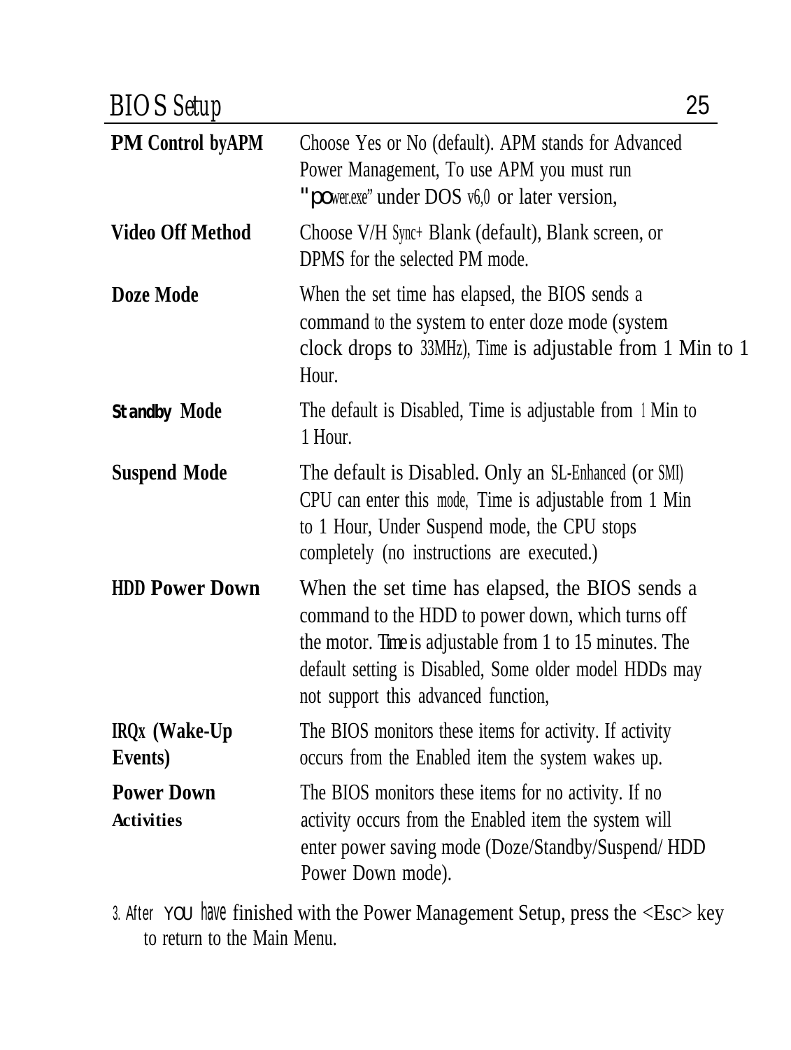| | |
|---|---|
| **PM Control byAPM** | Choose Yes or No (default). APM stands for Advanced Power Management, To use APM you must run "power.exe" under DOS v6,0 or later version, |
| **Video Off Method** | Choose V/H Sync+ Blank (default), Blank screen, or DPMS for the selected PM mode. |
| **Doze Mode** | When the set time has elapsed, the BIOS sends a command to the system to enter doze mode (system clock drops to 33MHz), Time is adjustable from 1 Min to 1 Hour. |
| **Standby Mode** | The default is Disabled, Time is adjustable from 1 Min to 1 Hour. |
| **Suspend Mode** | The default is Disabled. Only an SL-Enhanced (or SMI) CPU can enter this mode, Time is adjustable from 1 Min to 1 Hour, Under Suspend mode, the CPU stops completely (no instructions are executed.) |
| **HDD Power Down** | When the set time has elapsed, the BIOS sends a command to the HDD to power down, which turns off the motor. Time is adjustable from 1 to 15 minutes. The default setting is Disabled, Some older model HDDs may not support this advanced function, |
| **IRQx (Wake-Up Events)** | The BIOS monitors these items for activity. If activity occurs from the Enabled item the system wakes up. |
| **Power Down Activities** | The BIOS monitors these items for no activity. If no activity occurs from the Enabled item the system will enter power saving mode (Doze/Standby/Suspend/ HDD Power Down mode). |

3. After you have finished with the Power Management Setup, press the <Esc> key to return to the Main Menu.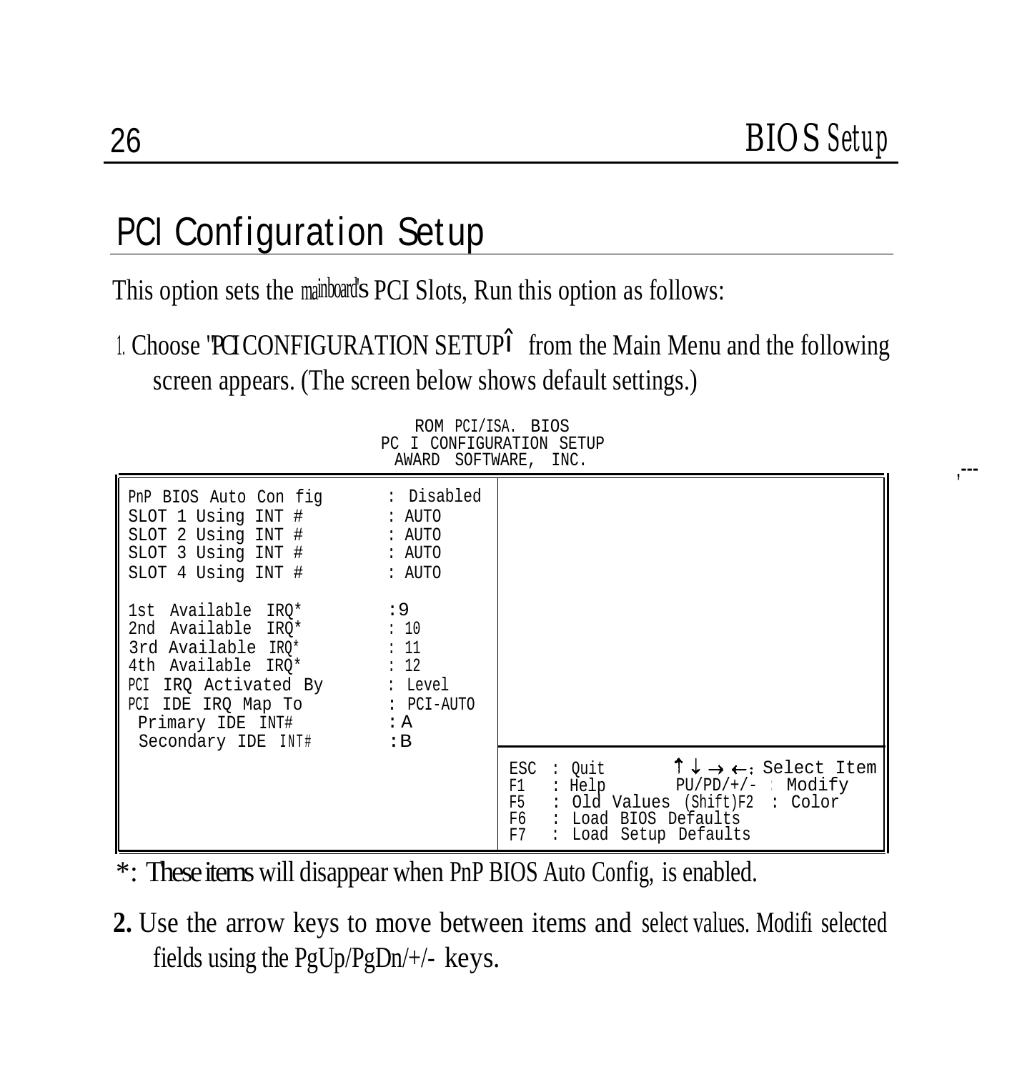# PCI Configuration Setup

This option sets the mainboard's PCI Slots, Run this option as follows:

1. Choose "PCI CONFIGURATION SETUP" from the Main Menu and the following screen appears. (The screen below shows default settings.)

```
                    ROM PCI/ISA. BIOS
                 PC I CONFIGURATION SETUP
                  AWARD SOFTWARE, INC.

PnP BIOS Auto Con fig       : Disabled
SLOT 1 Using INT #          : AUTO
SLOT 2 Using INT #          : AUTO
SLOT 3 Using INT #          : AUTO
SLOT 4 Using INT #          : AUTO

1st Available IRQ*          : 9
2nd Available IRQ*          : 10
3rd Available IRQ*          : 11
4th Available IRQ*          : 12
PCI IRQ Activated By        : Level
PCI IDE IRQ Map To          : PCI-AUTO
 Primary IDE INT#           : A
 Secondary IDE INT#         : B

                     ESC : Quit          ↑ ↓ → ←: Select Item
                     F1  : Help          PU/PD/+/- : Modify
                     F5  : Old Values (Shift)F2 : Color
                     F6  : Load BIOS Defaults
                     F7  : Load Setup Defaults
```

*: These items will disappear when PnP BIOS Auto Config, is enabled.

**2.** Use the arrow keys to move between items and select values. Modifi selected fields using the PgUp/PgDn/+/- keys.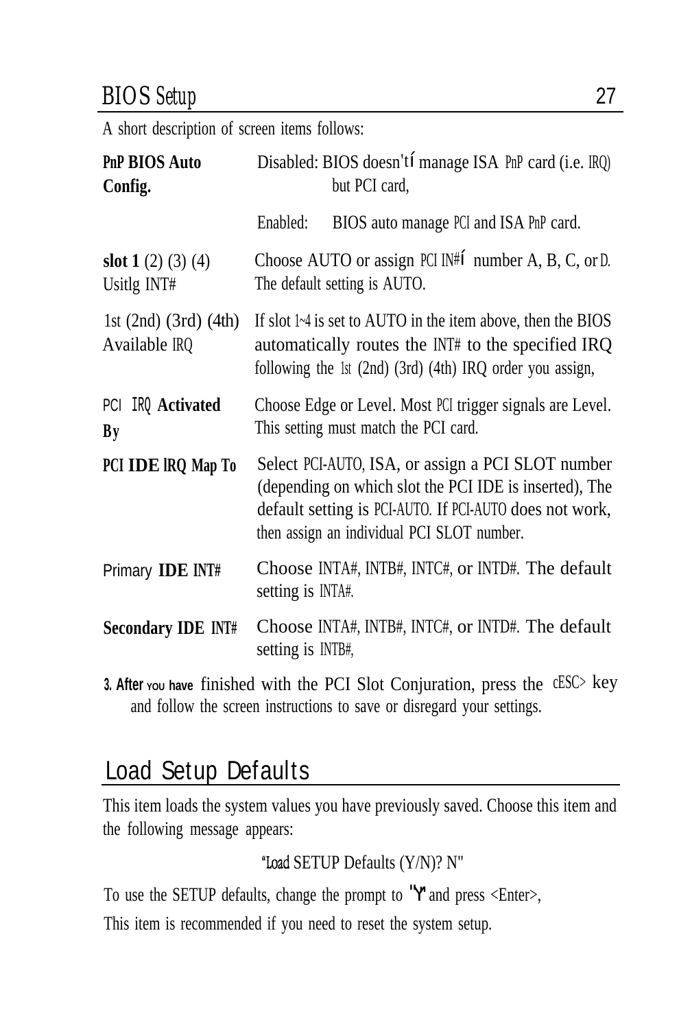A short description of screen items follows:

| | |
|---|---|
| **PnP BIOS Auto Config.** | Disabled: BIOS doesn'tí manage ISA PnP card (i.e. IRQ) but PCI card, |
| | Enabled: BIOS auto manage PCI and ISA PnP card. |
| **slot 1** (2) (3) (4) Usitlg INT# | Choose AUTO or assign PCI IN#í number A, B, C, or D. The default setting is AUTO. |
| 1st (2nd) (3rd) (4th) Available IRQ | If slot 1~4 is set to AUTO in the item above, then the BIOS automatically routes the INT# to the specified IRQ following the 1st (2nd) (3rd) (4th) IRQ order you assign, |
| **PCI IRQ Activated By** | Choose Edge or Level. Most PCI trigger signals are Level. This setting must match the PCI card. |
| **PCI IDE IRQ Map To** | Select PCI-AUTO, ISA, or assign a PCI SLOT number (depending on which slot the PCI IDE is inserted), The default setting is PCI-AUTO. If PCI-AUTO does not work, then assign an individual PCI SLOT number. |
| Primary **IDE INT#** | Choose INTA#, INTB#, INTC#, or INTD#. The default setting is INTA#. |
| **Secondary IDE INT#** | Choose INTA#, INTB#, INTC#, or INTD#. The default setting is INTB#, |

3. **After you have** finished with the PCI Slot Conjuration, press the cESC> key and follow the screen instructions to save or disregard your settings.

## Load Setup Defaults

This item loads the system values you have previously saved. Choose this item and the following message appears:

"Load SETUP Defaults (Y/N)? N"

To use the SETUP defaults, change the prompt to "Y" and press <Enter>,

This item is recommended if you need to reset the system setup.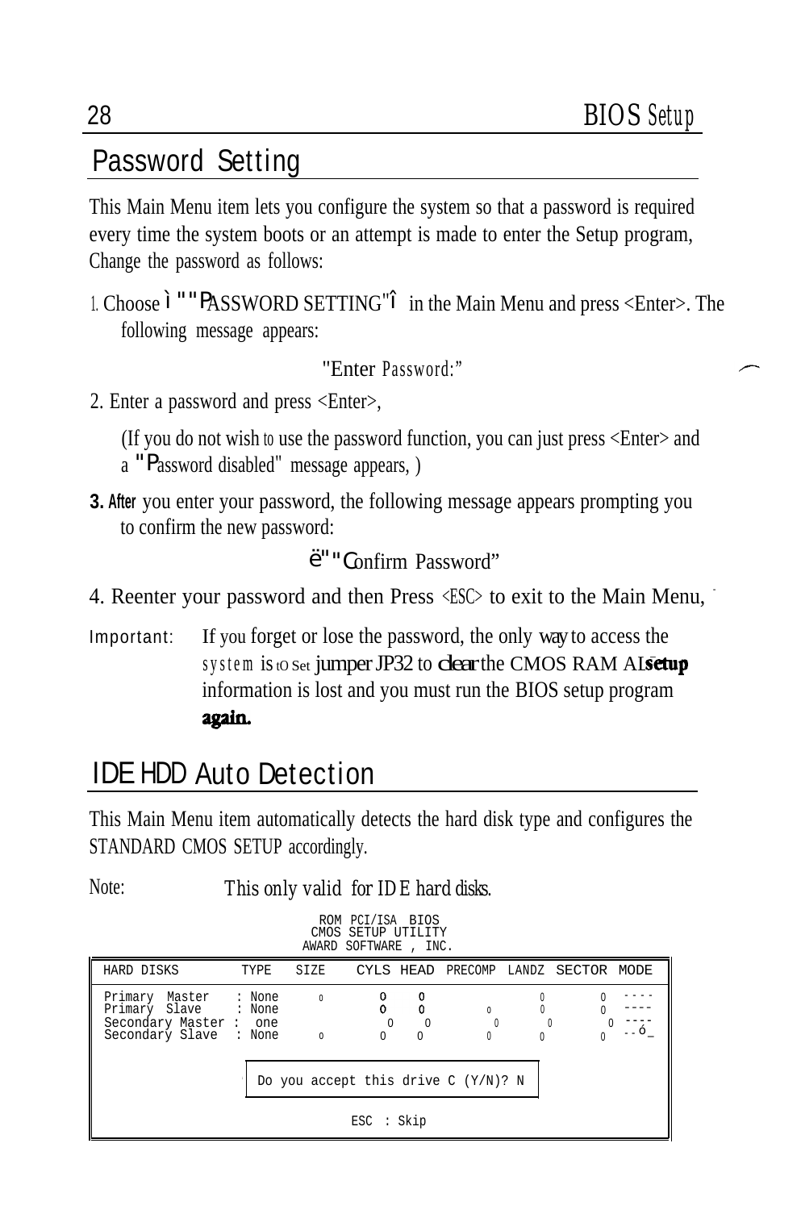## Password Setting

This Main Menu item lets you configure the system so that a password is required every time the system boots or an attempt is made to enter the Setup program, Change the password as follows:

1. Choose "PASSWORD SETTING" in the Main Menu and press <Enter>. The following message appears:

   "Enter Password:"

2. Enter a password and press <Enter>,

   (If you do not wish to use the password function, you can just press <Enter> and a "Password disabled" message appears, )

3. After you enter your password, the following message appears prompting you to confirm the new password:

   "Confirm Password"

4. Reenter your password and then Press <ESC> to exit to the Main Menu,

Important: If you forget or lose the password, the only way to access the system is to set jumper JP32 to clear the CMOS RAM All setup information is lost and you must run the BIOS setup program **again.**

## IDE HDD Auto Detection

This Main Menu item automatically detects the hard disk type and configures the STANDARD CMOS SETUP accordingly.

Note: This only valid for IDE hard disks.

```
                    ROM PCI/ISA BIOS
                    CMOS SETUP UTILITY
                    AWARD SOFTWARE , INC.

HARD DISKS         TYPE   SIZE   CYLS HEAD  PRECOMP  LANDZ  SECTOR  MODE

Primary  Master    : None   0      0    0             0       0     ----
Primary  Slave     : None          0    0      0      0       0     ----
Secondary Master :  one            0    0      0      0       0     ----
Secondary Slave    : None   0      0    0      0      0       0     ----

              Do you accept this drive C (Y/N)? N

                        ESC  : Skip
```